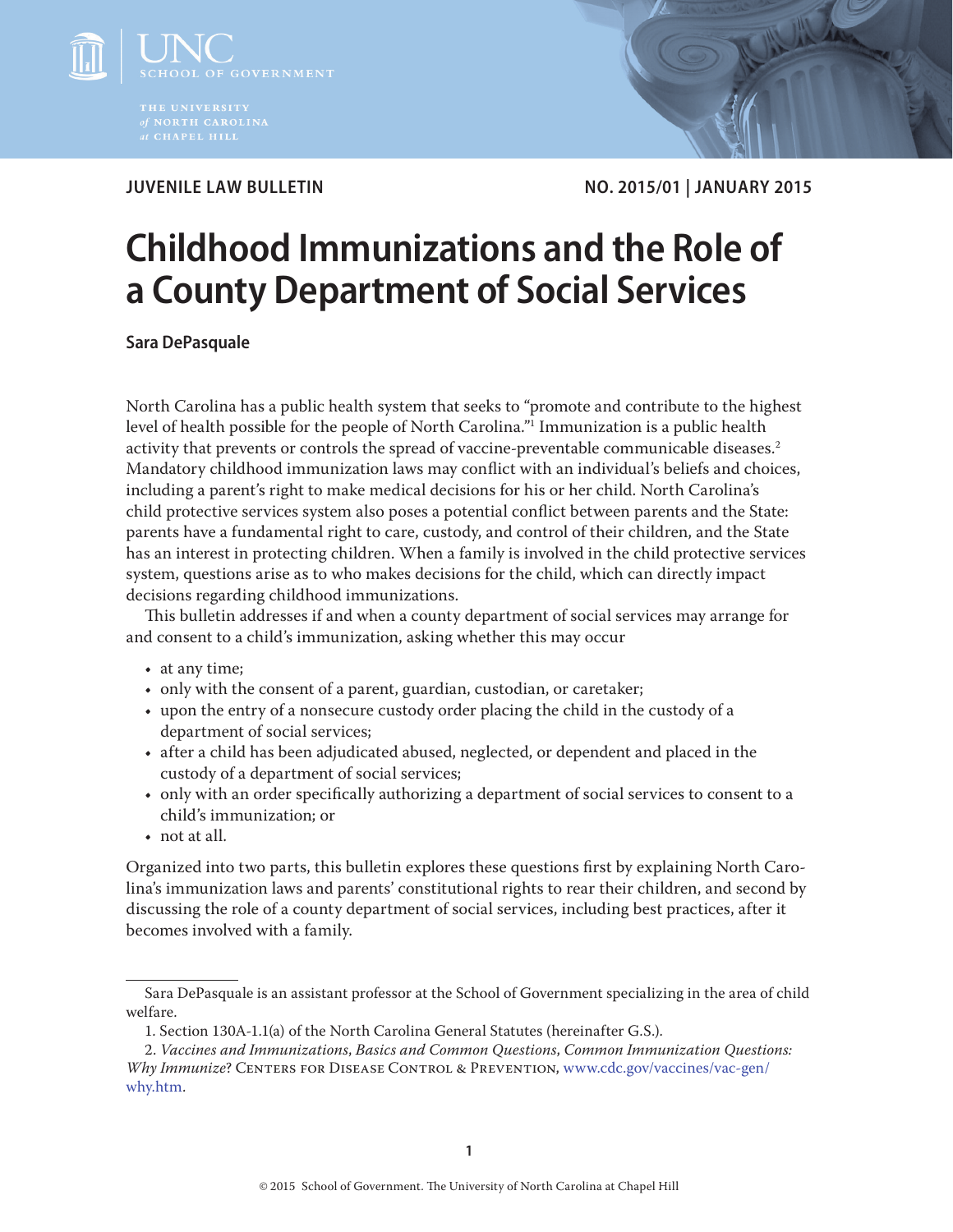JUVENILE LAW BULLETIN

NO. 2015/01 | JANUARY 2015

# Childhood Immunizations and the Role of a County Department of Social Services

**Sara DePasquale**

North Carolina has a public health system that seeks to "promote and contribute to the highest level of health possible for the people of North Carolina."[1] Immunization is a public health activity that prevents or controls the spread of vaccine-preventable communicable diseases.[2] Mandatory childhood immunization laws may conflict with an individual's beliefs and choices, including a parent's right to make medical decisions for his or her child. North Carolina's child protective services system also poses a potential conflict between parents and the State: parents have a fundamental right to care, custody, and control of their children, and the State has an interest in protecting children. When a family is involved in the child protective services system, questions arise as to who makes decisions for the child, which can directly impact decisions regarding childhood immunizations.

This bulletin addresses if and when a county department of social services may arrange for and consent to a child's immunization, asking whether this may occur

- at any time;
- only with the consent of a parent, guardian, custodian, or caretaker;
- upon the entry of a nonsecure custody order placing the child in the custody of a department of social services;
- after a child has been adjudicated abused, neglected, or dependent and placed in the custody of a department of social services;
- only with an order specifically authorizing a department of social services to consent to a child's immunization; or
- not at all.

Organized into two parts, this bulletin explores these questions first by explaining North Carolina's immunization laws and parents' constitutional rights to rear their children, and second by discussing the role of a county department of social services, including best practices, after it becomes involved with a family.

---

Sara DePasquale is an assistant professor at the School of Government specializing in the area of child welfare.

1. Section 130A-1.1(a) of the North Carolina General Statutes (hereinafter G.S.).

2. *Vaccines and Immunizations, Basics and Common Questions, Common Immunization Questions: Why Immunize?* Centers for Disease Control & Prevention, www.cdc.gov/vaccines/vac-gen/why.htm.

© 2015 School of Government. The University of North Carolina at Chapel Hill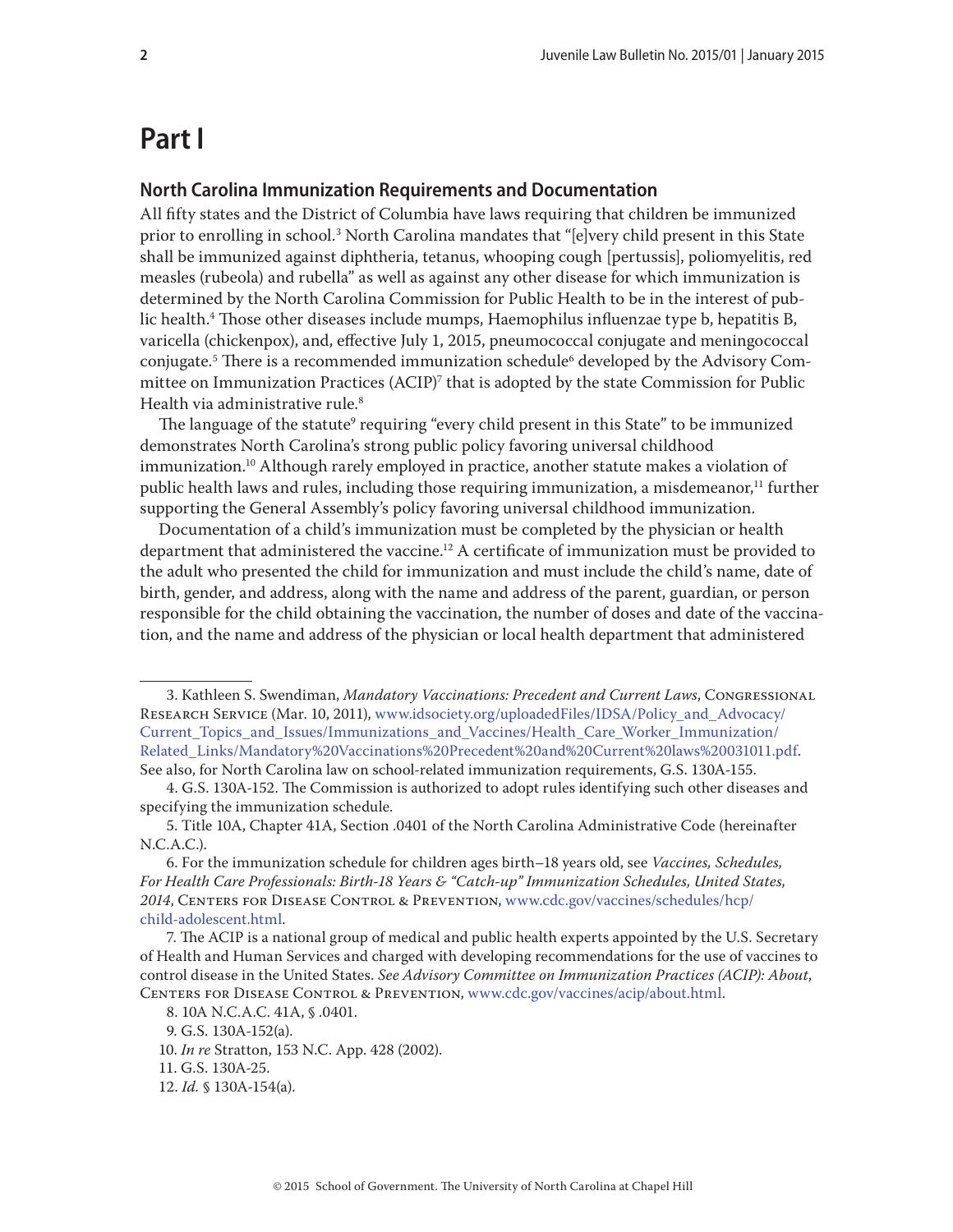# Part I

## North Carolina Immunization Requirements and Documentation

All fifty states and the District of Columbia have laws requiring that children be immunized prior to enrolling in school.[3] North Carolina mandates that "[e]very child present in this State shall be immunized against diphtheria, tetanus, whooping cough [pertussis], poliomyelitis, red measles (rubeola) and rubella" as well as against any other disease for which immunization is determined by the North Carolina Commission for Public Health to be in the interest of public health.[4] Those other diseases include mumps, Haemophilus influenzae type b, hepatitis B, varicella (chickenpox), and, effective July 1, 2015, pneumococcal conjugate and meningococcal conjugate.[5] There is a recommended immunization schedule[6] developed by the Advisory Committee on Immunization Practices (ACIP)[7] that is adopted by the state Commission for Public Health via administrative rule.[8]

The language of the statute[9] requiring "every child present in this State" to be immunized demonstrates North Carolina's strong public policy favoring universal childhood immunization.[10] Although rarely employed in practice, another statute makes a violation of public health laws and rules, including those requiring immunization, a misdemeanor,[11] further supporting the General Assembly's policy favoring universal childhood immunization.

Documentation of a child's immunization must be completed by the physician or health department that administered the vaccine.[12] A certificate of immunization must be provided to the adult who presented the child for immunization and must include the child's name, date of birth, gender, and address, along with the name and address of the parent, guardian, or person responsible for the child obtaining the vaccination, the number of doses and date of the vaccination, and the name and address of the physician or local health department that administered

---

3. Kathleen S. Swendiman, *Mandatory Vaccinations: Precedent and Current Laws*, Congressional Research Service (Mar. 10, 2011), www.idsociety.org/uploadedFiles/IDSA/Policy_and_Advocacy/Current_Topics_and_Issues/Immunizations_and_Vaccines/Health_Care_Worker_Immunization/Related_Links/Mandatory%20Vaccinations%20Precedent%20and%20Current%20laws%20031011.pdf. See also, for North Carolina law on school-related immunization requirements, G.S. 130A-155.

4. G.S. 130A-152. The Commission is authorized to adopt rules identifying such other diseases and specifying the immunization schedule.

5. Title 10A, Chapter 41A, Section .0401 of the North Carolina Administrative Code (hereinafter N.C.A.C.).

6. For the immunization schedule for children ages birth–18 years old, see *Vaccines, Schedules, For Health Care Professionals: Birth-18 Years & "Catch-up" Immunization Schedules, United States, 2014*, Centers for Disease Control & Prevention, www.cdc.gov/vaccines/schedules/hcp/child-adolescent.html.

7. The ACIP is a national group of medical and public health experts appointed by the U.S. Secretary of Health and Human Services and charged with developing recommendations for the use of vaccines to control disease in the United States. *See Advisory Committee on Immunization Practices (ACIP): About*, Centers for Disease Control & Prevention, www.cdc.gov/vaccines/acip/about.html.

8. 10A N.C.A.C. 41A, § .0401.

9. G.S. 130A-152(a).

10. *In re* Stratton, 153 N.C. App. 428 (2002).

11. G.S. 130A-25.

12. *Id.* § 130A-154(a).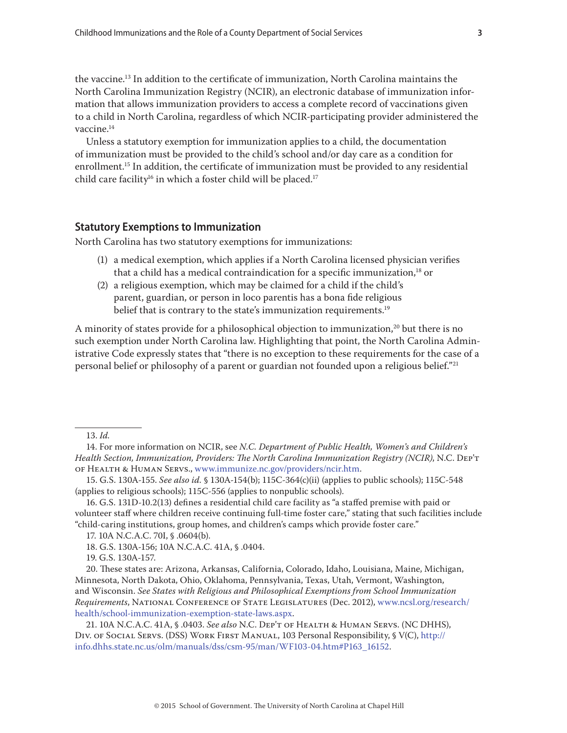the vaccine.[13] In addition to the certificate of immunization, North Carolina maintains the North Carolina Immunization Registry (NCIR), an electronic database of immunization information that allows immunization providers to access a complete record of vaccinations given to a child in North Carolina, regardless of which NCIR-participating provider administered the vaccine.[14]

Unless a statutory exemption for immunization applies to a child, the documentation of immunization must be provided to the child's school and/or day care as a condition for enrollment.[15] In addition, the certificate of immunization must be provided to any residential child care facility[16] in which a foster child will be placed.[17]

## Statutory Exemptions to Immunization

North Carolina has two statutory exemptions for immunizations:

(1) a medical exemption, which applies if a North Carolina licensed physician verifies that a child has a medical contraindication for a specific immunization,[18] or

(2) a religious exemption, which may be claimed for a child if the child's parent, guardian, or person in loco parentis has a bona fide religious belief that is contrary to the state's immunization requirements.[19]

A minority of states provide for a philosophical objection to immunization,[20] but there is no such exemption under North Carolina law. Highlighting that point, the North Carolina Administrative Code expressly states that "there is no exception to these requirements for the case of a personal belief or philosophy of a parent or guardian not founded upon a religious belief."[21]

---

13. *Id.*

14. For more information on NCIR, see *N.C. Department of Public Health, Women's and Children's Health Section, Immunization, Providers: The North Carolina Immunization Registry (NCIR)*, N.C. Dep't of Health & Human Servs., www.immunize.nc.gov/providers/ncir.htm.

15. G.S. 130A-155. *See also id.* § 130A-154(b); 115C-364(c)(ii) (applies to public schools); 115C-548 (applies to religious schools); 115C-556 (applies to nonpublic schools).

16. G.S. 131D-10.2(13) defines a residential child care facility as "a staffed premise with paid or volunteer staff where children receive continuing full-time foster care," stating that such facilities include "child-caring institutions, group homes, and children's camps which provide foster care."

17. 10A N.C.A.C. 70I, § .0604(b).

18. G.S. 130A-156; 10A N.C.A.C. 41A, § .0404.

19. G.S. 130A-157.

20. These states are: Arizona, Arkansas, California, Colorado, Idaho, Louisiana, Maine, Michigan, Minnesota, North Dakota, Ohio, Oklahoma, Pennsylvania, Texas, Utah, Vermont, Washington, and Wisconsin. *See States with Religious and Philosophical Exemptions from School Immunization Requirements*, National Conference of State Legislatures (Dec. 2012), www.ncsl.org/research/health/school-immunization-exemption-state-laws.aspx.

21. 10A N.C.A.C. 41A, § .0403. *See also* N.C. Dep't of Health & Human Servs. (NC DHHS), Div. of Social Servs. (DSS) Work First Manual, 103 Personal Responsibility, § V(C), http://info.dhhs.state.nc.us/olm/manuals/dss/csm-95/man/WF103-04.htm#P163_16152.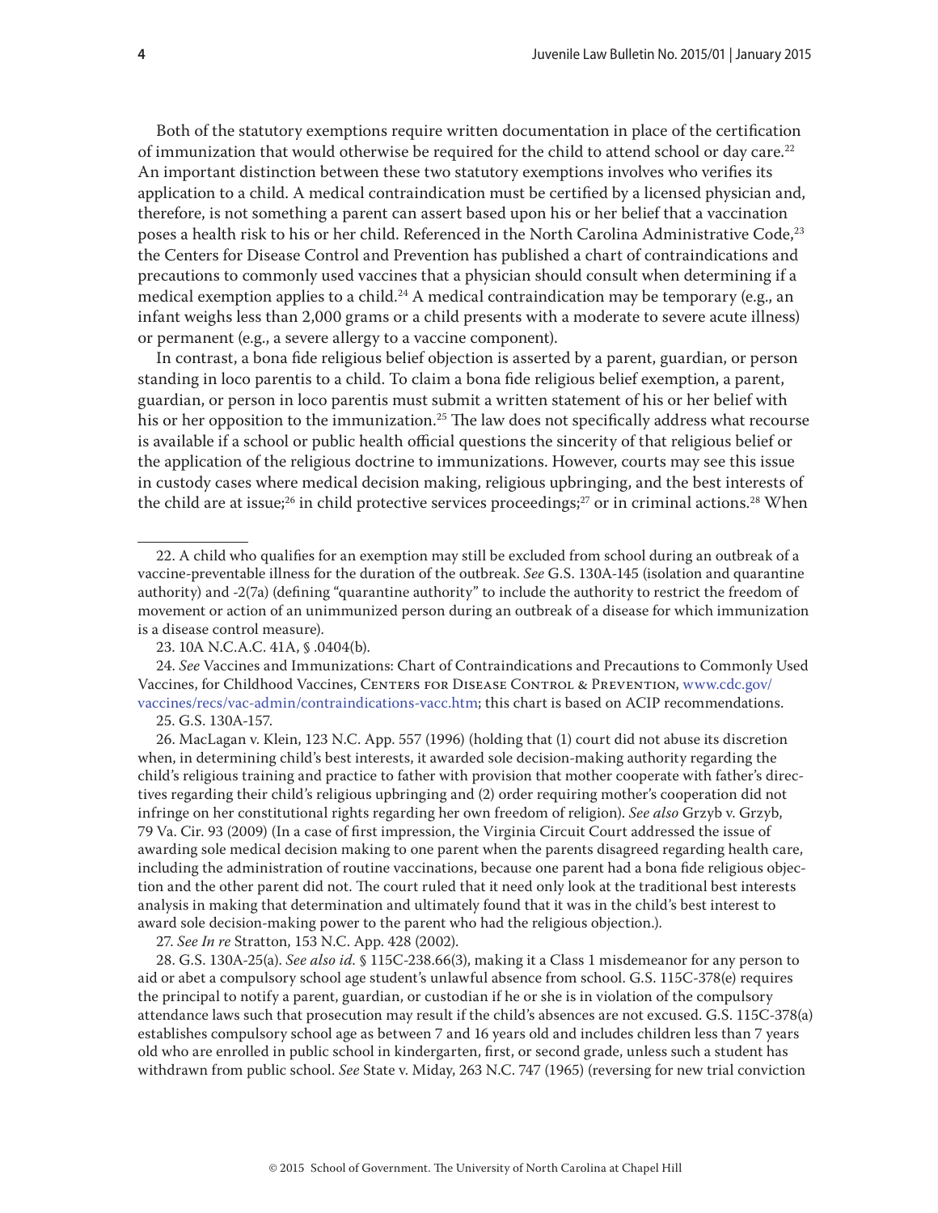Both of the statutory exemptions require written documentation in place of the certification of immunization that would otherwise be required for the child to attend school or day care.[22] An important distinction between these two statutory exemptions involves who verifies its application to a child. A medical contraindication must be certified by a licensed physician and, therefore, is not something a parent can assert based upon his or her belief that a vaccination poses a health risk to his or her child. Referenced in the North Carolina Administrative Code,[23] the Centers for Disease Control and Prevention has published a chart of contraindications and precautions to commonly used vaccines that a physician should consult when determining if a medical exemption applies to a child.[24] A medical contraindication may be temporary (e.g., an infant weighs less than 2,000 grams or a child presents with a moderate to severe acute illness) or permanent (e.g., a severe allergy to a vaccine component).

In contrast, a bona fide religious belief objection is asserted by a parent, guardian, or person standing in loco parentis to a child. To claim a bona fide religious belief exemption, a parent, guardian, or person in loco parentis must submit a written statement of his or her belief with his or her opposition to the immunization.[25] The law does not specifically address what recourse is available if a school or public health official questions the sincerity of that religious belief or the application of the religious doctrine to immunizations. However, courts may see this issue in custody cases where medical decision making, religious upbringing, and the best interests of the child are at issue;[26] in child protective services proceedings;[27] or in criminal actions.[28] When

---

22. A child who qualifies for an exemption may still be excluded from school during an outbreak of a vaccine-preventable illness for the duration of the outbreak. *See* G.S. 130A-145 (isolation and quarantine authority) and -2(7a) (defining "quarantine authority" to include the authority to restrict the freedom of movement or action of an unimmunized person during an outbreak of a disease for which immunization is a disease control measure).

23. 10A N.C.A.C. 41A, § .0404(b).

24. *See* Vaccines and Immunizations: Chart of Contraindications and Precautions to Commonly Used Vaccines, for Childhood Vaccines, Centers for Disease Control & Prevention, www.cdc.gov/vaccines/recs/vac-admin/contraindications-vacc.htm; this chart is based on ACIP recommendations.

25. G.S. 130A-157.

26. MacLagan v. Klein, 123 N.C. App. 557 (1996) (holding that (1) court did not abuse its discretion when, in determining child's best interests, it awarded sole decision-making authority regarding the child's religious training and practice to father with provision that mother cooperate with father's directives regarding their child's religious upbringing and (2) order requiring mother's cooperation did not infringe on her constitutional rights regarding her own freedom of religion). *See also* Grzyb v. Grzyb, 79 Va. Cir. 93 (2009) (In a case of first impression, the Virginia Circuit Court addressed the issue of awarding sole medical decision making to one parent when the parents disagreed regarding health care, including the administration of routine vaccinations, because one parent had a bona fide religious objection and the other parent did not. The court ruled that it need only look at the traditional best interests analysis in making that determination and ultimately found that it was in the child's best interest to award sole decision-making power to the parent who had the religious objection.).

27. *See In re* Stratton, 153 N.C. App. 428 (2002).

28. G.S. 130A-25(a). *See also id.* § 115C-238.66(3), making it a Class 1 misdemeanor for any person to aid or abet a compulsory school age student's unlawful absence from school. G.S. 115C-378(e) requires the principal to notify a parent, guardian, or custodian if he or she is in violation of the compulsory attendance laws such that prosecution may result if the child's absences are not excused. G.S. 115C-378(a) establishes compulsory school age as between 7 and 16 years old and includes children less than 7 years old who are enrolled in public school in kindergarten, first, or second grade, unless such a student has withdrawn from public school. *See* State v. Miday, 263 N.C. 747 (1965) (reversing for new trial conviction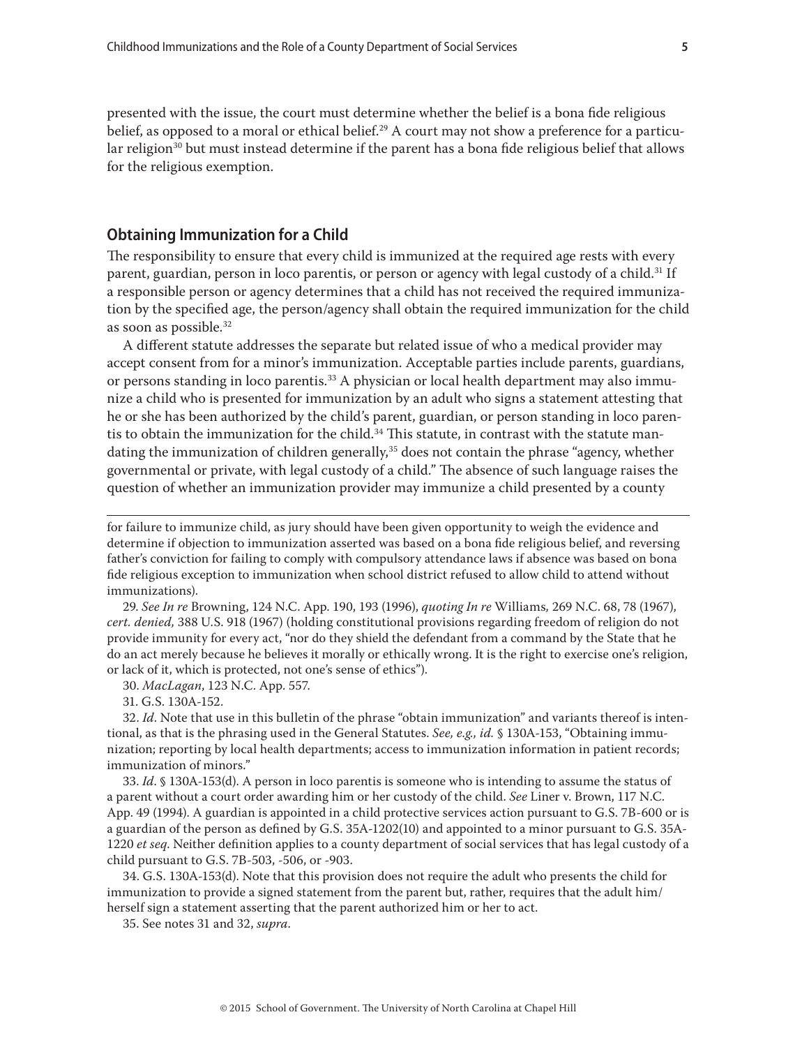presented with the issue, the court must determine whether the belief is a bona fide religious belief, as opposed to a moral or ethical belief.[29] A court may not show a preference for a particular religion[30] but must instead determine if the parent has a bona fide religious belief that allows for the religious exemption.

## Obtaining Immunization for a Child

The responsibility to ensure that every child is immunized at the required age rests with every parent, guardian, person in loco parentis, or person or agency with legal custody of a child.[31] If a responsible person or agency determines that a child has not received the required immunization by the specified age, the person/agency shall obtain the required immunization for the child as soon as possible.[32]

A different statute addresses the separate but related issue of who a medical provider may accept consent from for a minor's immunization. Acceptable parties include parents, guardians, or persons standing in loco parentis.[33] A physician or local health department may also immunize a child who is presented for immunization by an adult who signs a statement attesting that he or she has been authorized by the child's parent, guardian, or person standing in loco parentis to obtain the immunization for the child.[34] This statute, in contrast with the statute mandating the immunization of children generally,[35] does not contain the phrase "agency, whether governmental or private, with legal custody of a child." The absence of such language raises the question of whether an immunization provider may immunize a child presented by a county

---

for failure to immunize child, as jury should have been given opportunity to weigh the evidence and determine if objection to immunization asserted was based on a bona fide religious belief, and reversing father's conviction for failing to comply with compulsory attendance laws if absence was based on bona fide religious exception to immunization when school district refused to allow child to attend without immunizations).

29. *See In re* Browning, 124 N.C. App. 190, 193 (1996), *quoting In re* Williams, 269 N.C. 68, 78 (1967), *cert. denied,* 388 U.S. 918 (1967) (holding constitutional provisions regarding freedom of religion do not provide immunity for every act, "nor do they shield the defendant from a command by the State that he do an act merely because he believes it morally or ethically wrong. It is the right to exercise one's religion, or lack of it, which is protected, not one's sense of ethics").

30. *MacLagan*, 123 N.C. App. 557.

31. G.S. 130A-152.

32. *Id.* Note that use in this bulletin of the phrase "obtain immunization" and variants thereof is intentional, as that is the phrasing used in the General Statutes. *See, e.g., id.* § 130A-153, "Obtaining immunization; reporting by local health departments; access to immunization information in patient records; immunization of minors."

33. *Id.* § 130A-153(d). A person in loco parentis is someone who is intending to assume the status of a parent without a court order awarding him or her custody of the child. *See* Liner v. Brown, 117 N.C. App. 49 (1994). A guardian is appointed in a child protective services action pursuant to G.S. 7B-600 or is a guardian of the person as defined by G.S. 35A-1202(10) and appointed to a minor pursuant to G.S. 35A-1220 *et seq.* Neither definition applies to a county department of social services that has legal custody of a child pursuant to G.S. 7B-503, -506, or -903.

34. G.S. 130A-153(d). Note that this provision does not require the adult who presents the child for immunization to provide a signed statement from the parent but, rather, requires that the adult him/herself sign a statement asserting that the parent authorized him or her to act.

35. See notes 31 and 32, *supra*.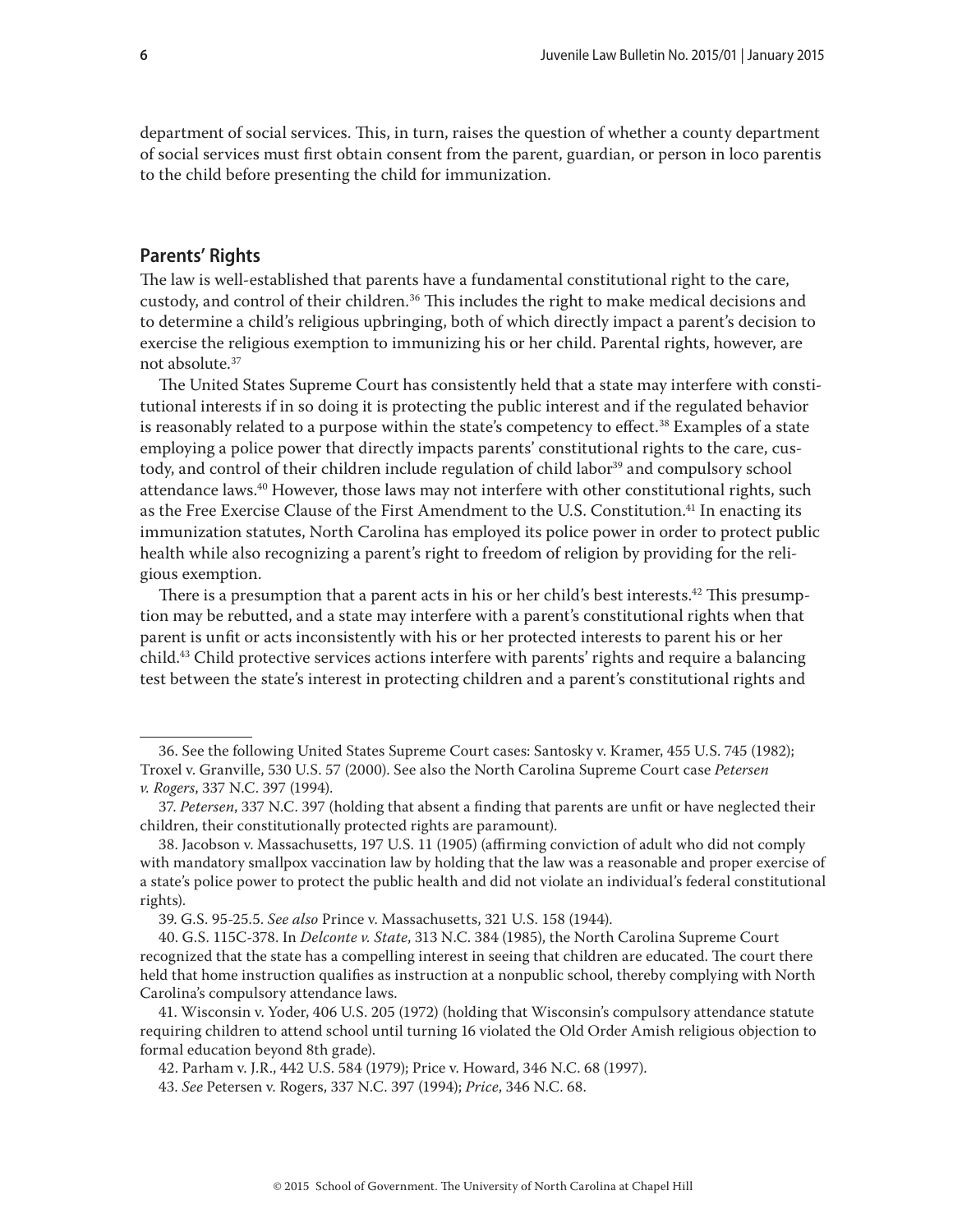department of social services. This, in turn, raises the question of whether a county department of social services must first obtain consent from the parent, guardian, or person in loco parentis to the child before presenting the child for immunization.

## Parents' Rights

The law is well-established that parents have a fundamental constitutional right to the care, custody, and control of their children.[36] This includes the right to make medical decisions and to determine a child's religious upbringing, both of which directly impact a parent's decision to exercise the religious exemption to immunizing his or her child. Parental rights, however, are not absolute.[37]

The United States Supreme Court has consistently held that a state may interfere with constitutional interests if in so doing it is protecting the public interest and if the regulated behavior is reasonably related to a purpose within the state's competency to effect.[38] Examples of a state employing a police power that directly impacts parents' constitutional rights to the care, custody, and control of their children include regulation of child labor[39] and compulsory school attendance laws.[40] However, those laws may not interfere with other constitutional rights, such as the Free Exercise Clause of the First Amendment to the U.S. Constitution.[41] In enacting its immunization statutes, North Carolina has employed its police power in order to protect public health while also recognizing a parent's right to freedom of religion by providing for the religious exemption.

There is a presumption that a parent acts in his or her child's best interests.[42] This presumption may be rebutted, and a state may interfere with a parent's constitutional rights when that parent is unfit or acts inconsistently with his or her protected interests to parent his or her child.[43] Child protective services actions interfere with parents' rights and require a balancing test between the state's interest in protecting children and a parent's constitutional rights and

---

36. See the following United States Supreme Court cases: Santosky v. Kramer, 455 U.S. 745 (1982); Troxel v. Granville, 530 U.S. 57 (2000). See also the North Carolina Supreme Court case *Petersen v. Rogers*, 337 N.C. 397 (1994).

37. *Petersen*, 337 N.C. 397 (holding that absent a finding that parents are unfit or have neglected their children, their constitutionally protected rights are paramount).

38. Jacobson v. Massachusetts, 197 U.S. 11 (1905) (affirming conviction of adult who did not comply with mandatory smallpox vaccination law by holding that the law was a reasonable and proper exercise of a state's police power to protect the public health and did not violate an individual's federal constitutional rights).

39. G.S. 95-25.5. *See also* Prince v. Massachusetts, 321 U.S. 158 (1944).

40. G.S. 115C-378. In *Delconte v. State*, 313 N.C. 384 (1985), the North Carolina Supreme Court recognized that the state has a compelling interest in seeing that children are educated. The court there held that home instruction qualifies as instruction at a nonpublic school, thereby complying with North Carolina's compulsory attendance laws.

41. Wisconsin v. Yoder, 406 U.S. 205 (1972) (holding that Wisconsin's compulsory attendance statute requiring children to attend school until turning 16 violated the Old Order Amish religious objection to formal education beyond 8th grade).

42. Parham v. J.R., 442 U.S. 584 (1979); Price v. Howard, 346 N.C. 68 (1997).

43. *See* Petersen v. Rogers, 337 N.C. 397 (1994); *Price*, 346 N.C. 68.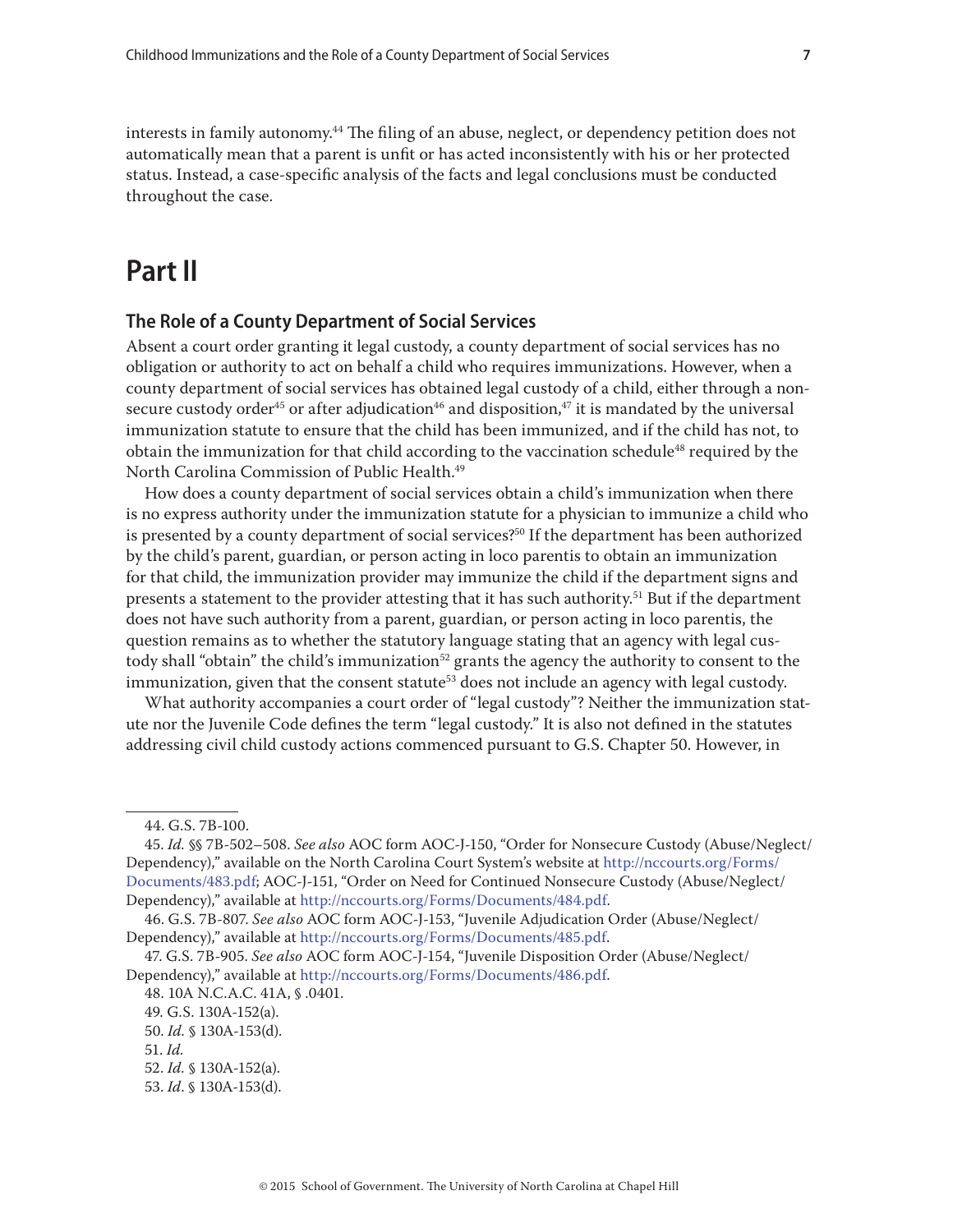interests in family autonomy.[44] The filing of an abuse, neglect, or dependency petition does not automatically mean that a parent is unfit or has acted inconsistently with his or her protected status. Instead, a case-specific analysis of the facts and legal conclusions must be conducted throughout the case.

# Part II

## The Role of a County Department of Social Services

Absent a court order granting it legal custody, a county department of social services has no obligation or authority to act on behalf a child who requires immunizations. However, when a county department of social services has obtained legal custody of a child, either through a nonsecure custody order[45] or after adjudication[46] and disposition,[47] it is mandated by the universal immunization statute to ensure that the child has been immunized, and if the child has not, to obtain the immunization for that child according to the vaccination schedule[48] required by the North Carolina Commission of Public Health.[49]

How does a county department of social services obtain a child's immunization when there is no express authority under the immunization statute for a physician to immunize a child who is presented by a county department of social services?[50] If the department has been authorized by the child's parent, guardian, or person acting in loco parentis to obtain an immunization for that child, the immunization provider may immunize the child if the department signs and presents a statement to the provider attesting that it has such authority.[51] But if the department does not have such authority from a parent, guardian, or person acting in loco parentis, the question remains as to whether the statutory language stating that an agency with legal custody shall "obtain" the child's immunization[52] grants the agency the authority to consent to the immunization, given that the consent statute[53] does not include an agency with legal custody.

What authority accompanies a court order of "legal custody"? Neither the immunization statute nor the Juvenile Code defines the term "legal custody." It is also not defined in the statutes addressing civil child custody actions commenced pursuant to G.S. Chapter 50. However, in

---

44. G.S. 7B-100.

45. *Id.* §§ 7B-502–508. *See also* AOC form AOC-J-150, "Order for Nonsecure Custody (Abuse/Neglect/Dependency)," available on the North Carolina Court System's website at http://nccourts.org/Forms/Documents/483.pdf; AOC-J-151, "Order on Need for Continued Nonsecure Custody (Abuse/Neglect/Dependency)," available at http://nccourts.org/Forms/Documents/484.pdf.

46. G.S. 7B-807. *See also* AOC form AOC-J-153, "Juvenile Adjudication Order (Abuse/Neglect/Dependency)," available at http://nccourts.org/Forms/Documents/485.pdf.

47. G.S. 7B-905. *See also* AOC form AOC-J-154, "Juvenile Disposition Order (Abuse/Neglect/Dependency)," available at http://nccourts.org/Forms/Documents/486.pdf.

48. 10A N.C.A.C. 41A, § .0401.

49. G.S. 130A-152(a).

50. *Id.* § 130A-153(d).

51. *Id.*

52. *Id.* § 130A-152(a).

53. *Id*. § 130A-153(d).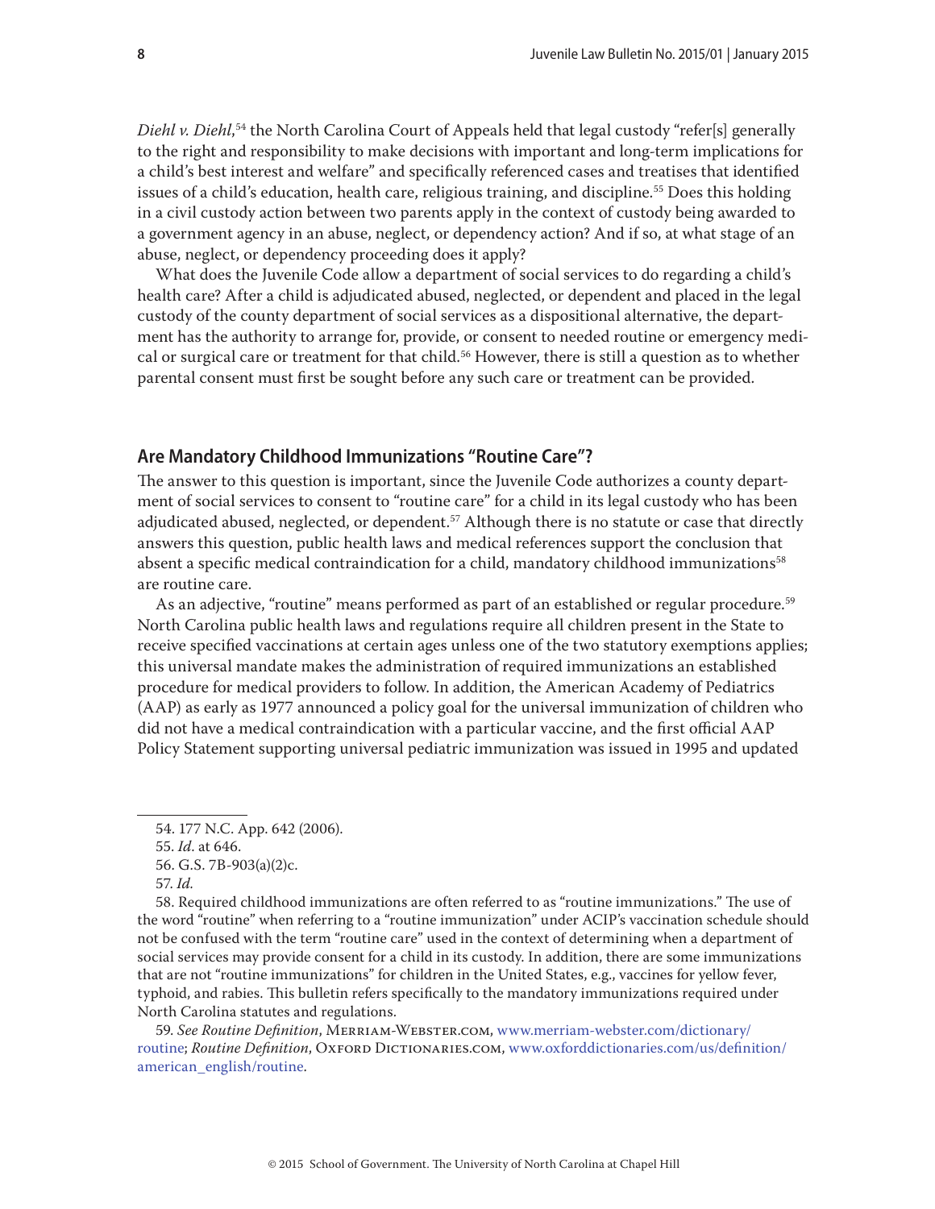*Diehl v. Diehl*,[54] the North Carolina Court of Appeals held that legal custody "refer[s] generally to the right and responsibility to make decisions with important and long-term implications for a child's best interest and welfare" and specifically referenced cases and treatises that identified issues of a child's education, health care, religious training, and discipline.[55] Does this holding in a civil custody action between two parents apply in the context of custody being awarded to a government agency in an abuse, neglect, or dependency action? And if so, at what stage of an abuse, neglect, or dependency proceeding does it apply?

What does the Juvenile Code allow a department of social services to do regarding a child's health care? After a child is adjudicated abused, neglected, or dependent and placed in the legal custody of the county department of social services as a dispositional alternative, the department has the authority to arrange for, provide, or consent to needed routine or emergency medical or surgical care or treatment for that child.[56] However, there is still a question as to whether parental consent must first be sought before any such care or treatment can be provided.

## Are Mandatory Childhood Immunizations "Routine Care"?

The answer to this question is important, since the Juvenile Code authorizes a county department of social services to consent to "routine care" for a child in its legal custody who has been adjudicated abused, neglected, or dependent.[57] Although there is no statute or case that directly answers this question, public health laws and medical references support the conclusion that absent a specific medical contraindication for a child, mandatory childhood immunizations[58] are routine care.

As an adjective, "routine" means performed as part of an established or regular procedure.[59] North Carolina public health laws and regulations require all children present in the State to receive specified vaccinations at certain ages unless one of the two statutory exemptions applies; this universal mandate makes the administration of required immunizations an established procedure for medical providers to follow. In addition, the American Academy of Pediatrics (AAP) as early as 1977 announced a policy goal for the universal immunization of children who did not have a medical contraindication with a particular vaccine, and the first official AAP Policy Statement supporting universal pediatric immunization was issued in 1995 and updated

---

54. 177 N.C. App. 642 (2006).

55. *Id.* at 646.

56. G.S. 7B-903(a)(2)c.

57. *Id.*

58. Required childhood immunizations are often referred to as "routine immunizations." The use of the word "routine" when referring to a "routine immunization" under ACIP's vaccination schedule should not be confused with the term "routine care" used in the context of determining when a department of social services may provide consent for a child in its custody. In addition, there are some immunizations that are not "routine immunizations" for children in the United States, e.g., vaccines for yellow fever, typhoid, and rabies. This bulletin refers specifically to the mandatory immunizations required under North Carolina statutes and regulations.

59. *See Routine Definition*, Merriam-Webster.com, www.merriam-webster.com/dictionary/routine; *Routine Definition*, Oxford Dictionaries.com, www.oxforddictionaries.com/us/definition/american_english/routine.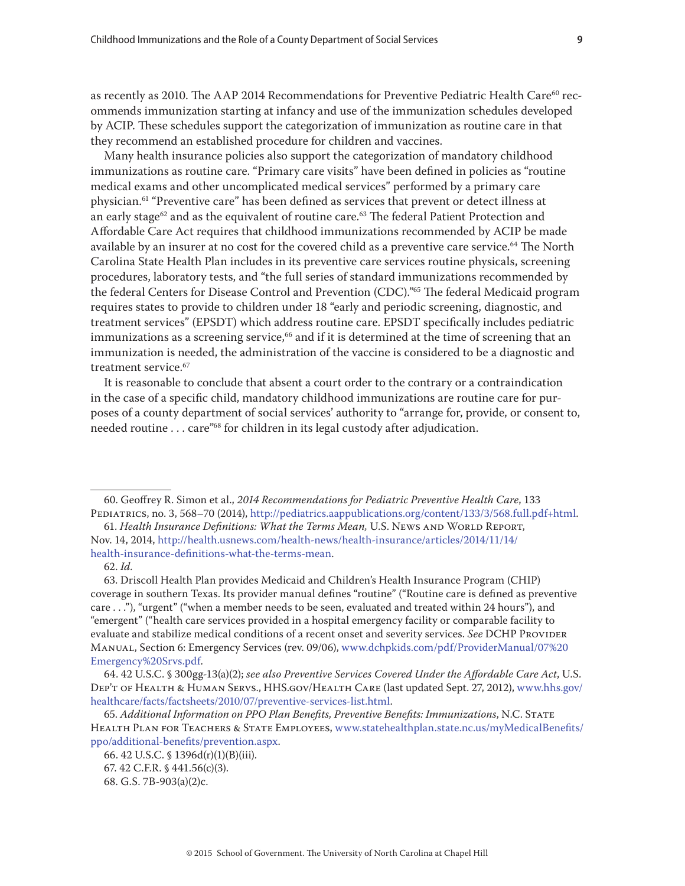as recently as 2010. The AAP 2014 Recommendations for Preventive Pediatric Health Care[60] recommends immunization starting at infancy and use of the immunization schedules developed by ACIP. These schedules support the categorization of immunization as routine care in that they recommend an established procedure for children and vaccines.

Many health insurance policies also support the categorization of mandatory childhood immunizations as routine care. "Primary care visits" have been defined in policies as "routine medical exams and other uncomplicated medical services" performed by a primary care physician.[61] "Preventive care" has been defined as services that prevent or detect illness at an early stage[62] and as the equivalent of routine care.[63] The federal Patient Protection and Affordable Care Act requires that childhood immunizations recommended by ACIP be made available by an insurer at no cost for the covered child as a preventive care service.[64] The North Carolina State Health Plan includes in its preventive care services routine physicals, screening procedures, laboratory tests, and "the full series of standard immunizations recommended by the federal Centers for Disease Control and Prevention (CDC)."[65] The federal Medicaid program requires states to provide to children under 18 "early and periodic screening, diagnostic, and treatment services" (EPSDT) which address routine care. EPSDT specifically includes pediatric immunizations as a screening service,[66] and if it is determined at the time of screening that an immunization is needed, the administration of the vaccine is considered to be a diagnostic and treatment service.[67]

It is reasonable to conclude that absent a court order to the contrary or a contraindication in the case of a specific child, mandatory childhood immunizations are routine care for purposes of a county department of social services' authority to "arrange for, provide, or consent to, needed routine . . . care"[68] for children in its legal custody after adjudication.

---

60. Geoffrey R. Simon et al., *2014 Recommendations for Pediatric Preventive Health Care*, 133 Pediatrics, no. 3, 568–70 (2014), http://pediatrics.aappublications.org/content/133/3/568.full.pdf+html.

61. *Health Insurance Definitions: What the Terms Mean,* U.S. News and World Report, Nov. 14, 2014, http://health.usnews.com/health-news/health-insurance/articles/2014/11/14/health-insurance-definitions-what-the-terms-mean.

62. *Id.*

63. Driscoll Health Plan provides Medicaid and Children's Health Insurance Program (CHIP) coverage in southern Texas. Its provider manual defines "routine" ("Routine care is defined as preventive care . . ."), "urgent" ("when a member needs to be seen, evaluated and treated within 24 hours"), and "emergent" ("health care services provided in a hospital emergency facility or comparable facility to evaluate and stabilize medical conditions of a recent onset and severity services. *See* DCHP Provider Manual, Section 6: Emergency Services (rev. 09/06), www.dchpkids.com/pdf/ProviderManual/07%20Emergency%20Srvs.pdf.

64. 42 U.S.C. § 300gg-13(a)(2); *see also Preventive Services Covered Under the Affordable Care Act*, U.S. Dep't of Health & Human Servs., HHS.gov/Health Care (last updated Sept. 27, 2012), www.hhs.gov/healthcare/facts/factsheets/2010/07/preventive-services-list.html.

65. *Additional Information on PPO Plan Benefits, Preventive Benefits: Immunizations*, N.C. State Health Plan for Teachers & State Employees, www.statehealthplan.state.nc.us/myMedicalBenefits/ppo/additional-benefits/prevention.aspx.

66. 42 U.S.C. § 1396d(r)(1)(B)(iii).

67. 42 C.F.R. § 441.56(c)(3).

68. G.S. 7B-903(a)(2)c.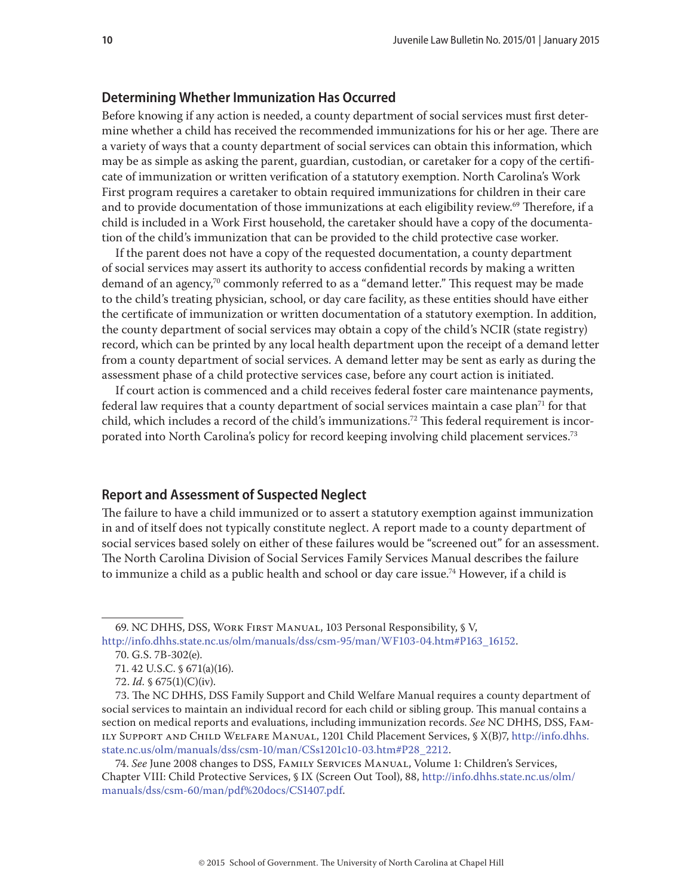## Determining Whether Immunization Has Occurred

Before knowing if any action is needed, a county department of social services must first determine whether a child has received the recommended immunizations for his or her age. There are a variety of ways that a county department of social services can obtain this information, which may be as simple as asking the parent, guardian, custodian, or caretaker for a copy of the certificate of immunization or written verification of a statutory exemption. North Carolina's Work First program requires a caretaker to obtain required immunizations for children in their care and to provide documentation of those immunizations at each eligibility review.[69] Therefore, if a child is included in a Work First household, the caretaker should have a copy of the documentation of the child's immunization that can be provided to the child protective case worker.

If the parent does not have a copy of the requested documentation, a county department of social services may assert its authority to access confidential records by making a written demand of an agency,[70] commonly referred to as a "demand letter." This request may be made to the child's treating physician, school, or day care facility, as these entities should have either the certificate of immunization or written documentation of a statutory exemption. In addition, the county department of social services may obtain a copy of the child's NCIR (state registry) record, which can be printed by any local health department upon the receipt of a demand letter from a county department of social services. A demand letter may be sent as early as during the assessment phase of a child protective services case, before any court action is initiated.

If court action is commenced and a child receives federal foster care maintenance payments, federal law requires that a county department of social services maintain a case plan[71] for that child, which includes a record of the child's immunizations.[72] This federal requirement is incorporated into North Carolina's policy for record keeping involving child placement services.[73]

## Report and Assessment of Suspected Neglect

The failure to have a child immunized or to assert a statutory exemption against immunization in and of itself does not typically constitute neglect. A report made to a county department of social services based solely on either of these failures would be "screened out" for an assessment. The North Carolina Division of Social Services Family Services Manual describes the failure to immunize a child as a public health and school or day care issue.[74] However, if a child is

---

69. NC DHHS, DSS, Work First Manual, 103 Personal Responsibility, § V, http://info.dhhs.state.nc.us/olm/manuals/dss/csm-95/man/WF103-04.htm#P163_16152.

70. G.S. 7B-302(e).

71. 42 U.S.C. § 671(a)(16).

72. *Id.* § 675(1)(C)(iv).

73. The NC DHHS, DSS Family Support and Child Welfare Manual requires a county department of social services to maintain an individual record for each child or sibling group. This manual contains a section on medical reports and evaluations, including immunization records. *See* NC DHHS, DSS, Family Support and Child Welfare Manual, 1201 Child Placement Services, § X(B)7, http://info.dhhs.state.nc.us/olm/manuals/dss/csm-10/man/CSs1201c10-03.htm#P28_2212.

74. *See* June 2008 changes to DSS, Family Services Manual, Volume 1: Children's Services, Chapter VIII: Child Protective Services, § IX (Screen Out Tool), 88, http://info.dhhs.state.nc.us/olm/manuals/dss/csm-60/man/pdf%20docs/CS1407.pdf.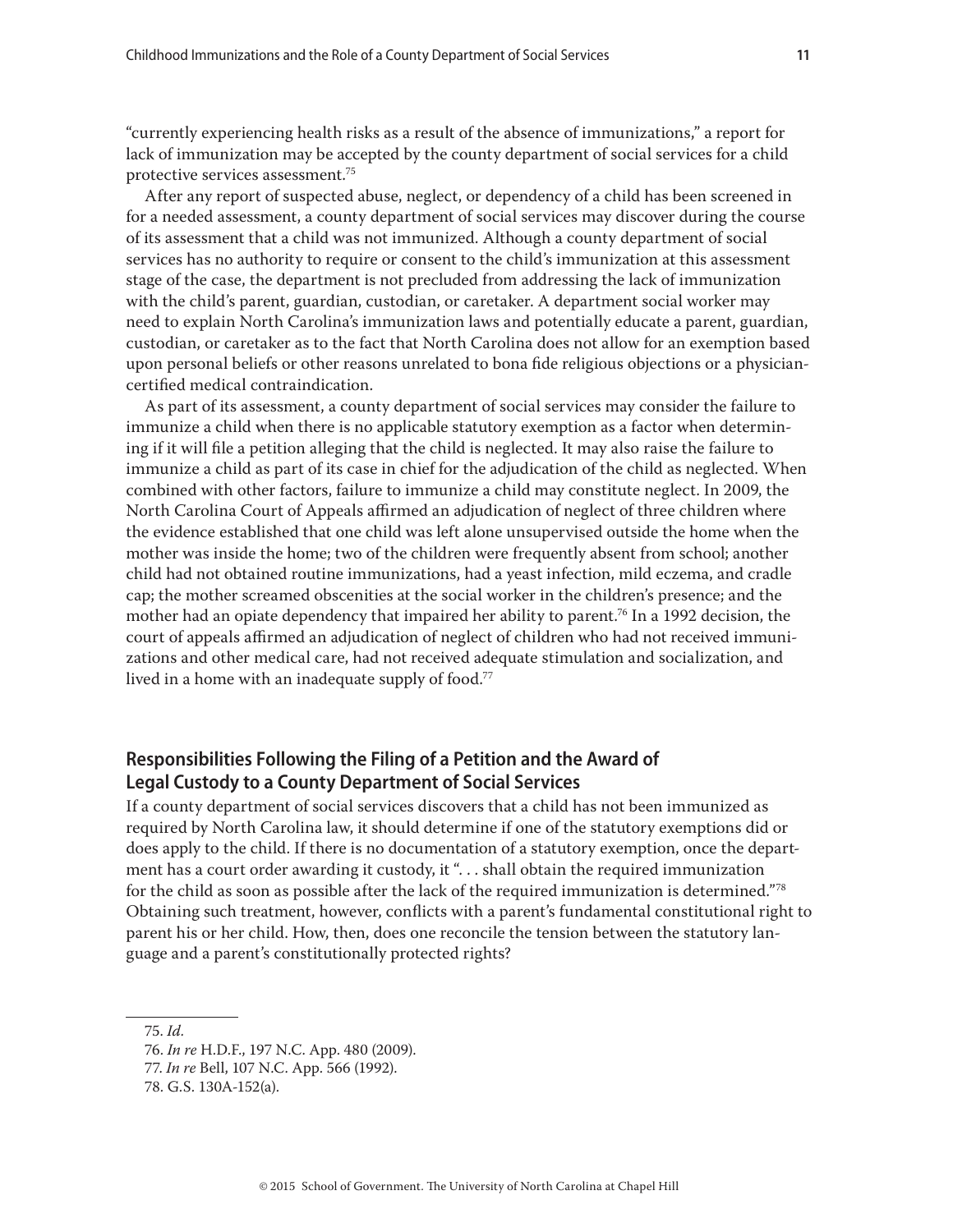"currently experiencing health risks as a result of the absence of immunizations," a report for lack of immunization may be accepted by the county department of social services for a child protective services assessment.[75]

After any report of suspected abuse, neglect, or dependency of a child has been screened in for a needed assessment, a county department of social services may discover during the course of its assessment that a child was not immunized. Although a county department of social services has no authority to require or consent to the child's immunization at this assessment stage of the case, the department is not precluded from addressing the lack of immunization with the child's parent, guardian, custodian, or caretaker. A department social worker may need to explain North Carolina's immunization laws and potentially educate a parent, guardian, custodian, or caretaker as to the fact that North Carolina does not allow for an exemption based upon personal beliefs or other reasons unrelated to bona fide religious objections or a physician-certified medical contraindication.

As part of its assessment, a county department of social services may consider the failure to immunize a child when there is no applicable statutory exemption as a factor when determining if it will file a petition alleging that the child is neglected. It may also raise the failure to immunize a child as part of its case in chief for the adjudication of the child as neglected. When combined with other factors, failure to immunize a child may constitute neglect. In 2009, the North Carolina Court of Appeals affirmed an adjudication of neglect of three children where the evidence established that one child was left alone unsupervised outside the home when the mother was inside the home; two of the children were frequently absent from school; another child had not obtained routine immunizations, had a yeast infection, mild eczema, and cradle cap; the mother screamed obscenities at the social worker in the children's presence; and the mother had an opiate dependency that impaired her ability to parent.[76] In a 1992 decision, the court of appeals affirmed an adjudication of neglect of children who had not received immunizations and other medical care, had not received adequate stimulation and socialization, and lived in a home with an inadequate supply of food.[77]

## Responsibilities Following the Filing of a Petition and the Award of Legal Custody to a County Department of Social Services

If a county department of social services discovers that a child has not been immunized as required by North Carolina law, it should determine if one of the statutory exemptions did or does apply to the child. If there is no documentation of a statutory exemption, once the department has a court order awarding it custody, it ". . . shall obtain the required immunization for the child as soon as possible after the lack of the required immunization is determined."[78] Obtaining such treatment, however, conflicts with a parent's fundamental constitutional right to parent his or her child. How, then, does one reconcile the tension between the statutory language and a parent's constitutionally protected rights?

---

75. *Id.*

76. *In re* H.D.F., 197 N.C. App. 480 (2009).

77. *In re* Bell, 107 N.C. App. 566 (1992).

78. G.S. 130A-152(a).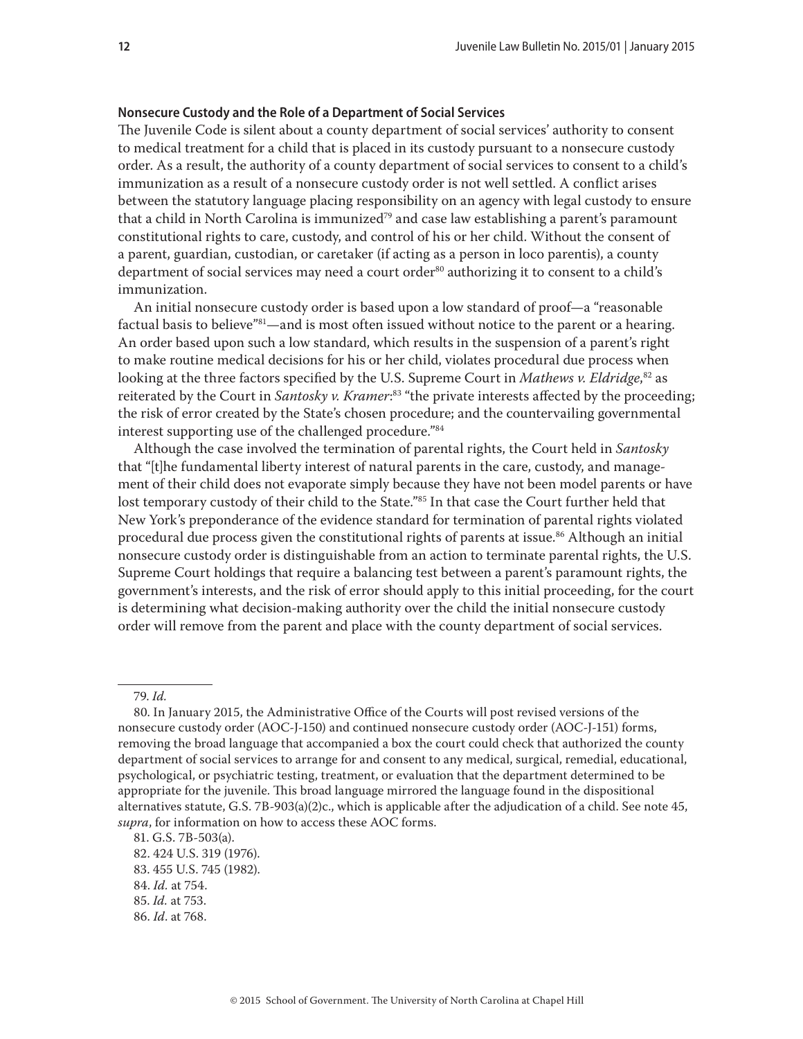### Nonsecure Custody and the Role of a Department of Social Services

The Juvenile Code is silent about a county department of social services' authority to consent to medical treatment for a child that is placed in its custody pursuant to a nonsecure custody order. As a result, the authority of a county department of social services to consent to a child's immunization as a result of a nonsecure custody order is not well settled. A conflict arises between the statutory language placing responsibility on an agency with legal custody to ensure that a child in North Carolina is immunized[79] and case law establishing a parent's paramount constitutional rights to care, custody, and control of his or her child. Without the consent of a parent, guardian, custodian, or caretaker (if acting as a person in loco parentis), a county department of social services may need a court order[80] authorizing it to consent to a child's immunization.

An initial nonsecure custody order is based upon a low standard of proof—a "reasonable factual basis to believe"[81]—and is most often issued without notice to the parent or a hearing. An order based upon such a low standard, which results in the suspension of a parent's right to make routine medical decisions for his or her child, violates procedural due process when looking at the three factors specified by the U.S. Supreme Court in *Mathews v. Eldridge*,[82] as reiterated by the Court in *Santosky v. Kramer*:[83] "the private interests affected by the proceeding; the risk of error created by the State's chosen procedure; and the countervailing governmental interest supporting use of the challenged procedure."[84]

Although the case involved the termination of parental rights, the Court held in *Santosky* that "[t]he fundamental liberty interest of natural parents in the care, custody, and management of their child does not evaporate simply because they have not been model parents or have lost temporary custody of their child to the State."[85] In that case the Court further held that New York's preponderance of the evidence standard for termination of parental rights violated procedural due process given the constitutional rights of parents at issue.[86] Although an initial nonsecure custody order is distinguishable from an action to terminate parental rights, the U.S. Supreme Court holdings that require a balancing test between a parent's paramount rights, the government's interests, and the risk of error should apply to this initial proceeding, for the court is determining what decision-making authority over the child the initial nonsecure custody order will remove from the parent and place with the county department of social services.

---

79. *Id.*

80. In January 2015, the Administrative Office of the Courts will post revised versions of the nonsecure custody order (AOC-J-150) and continued nonsecure custody order (AOC-J-151) forms, removing the broad language that accompanied a box the court could check that authorized the county department of social services to arrange for and consent to any medical, surgical, remedial, educational, psychological, or psychiatric testing, treatment, or evaluation that the department determined to be appropriate for the juvenile. This broad language mirrored the language found in the dispositional alternatives statute, G.S. 7B-903(a)(2)c., which is applicable after the adjudication of a child. See note 45, *supra*, for information on how to access these AOC forms.

81. G.S. 7B-503(a).

82. 424 U.S. 319 (1976).

83. 455 U.S. 745 (1982).

84. *Id.* at 754.

85. *Id.* at 753.

86. *Id*. at 768.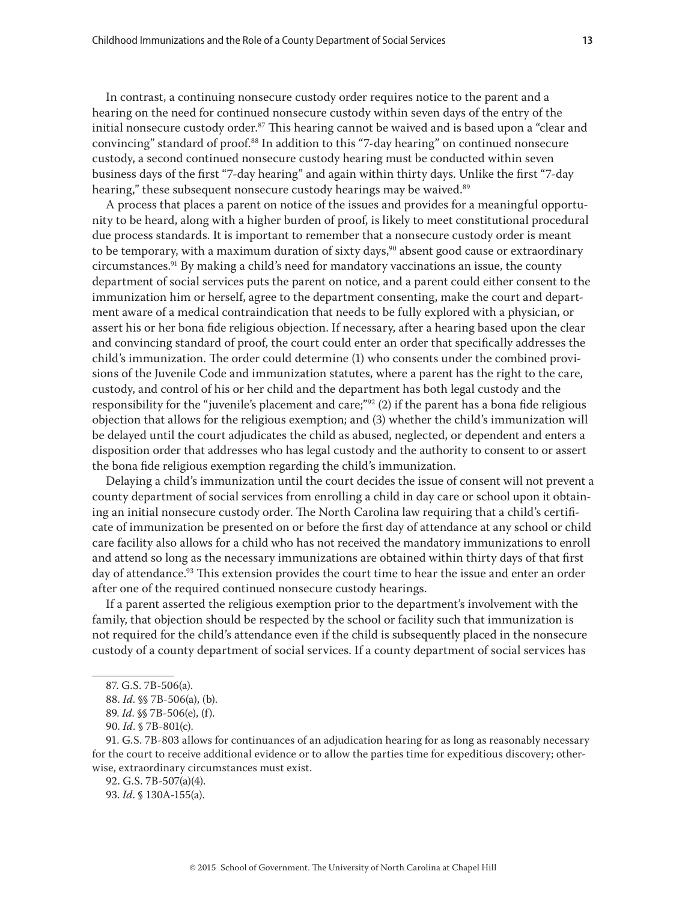In contrast, a continuing nonsecure custody order requires notice to the parent and a hearing on the need for continued nonsecure custody within seven days of the entry of the initial nonsecure custody order.[87] This hearing cannot be waived and is based upon a "clear and convincing" standard of proof.[88] In addition to this "7-day hearing" on continued nonsecure custody, a second continued nonsecure custody hearing must be conducted within seven business days of the first "7-day hearing" and again within thirty days. Unlike the first "7-day hearing," these subsequent nonsecure custody hearings may be waived.[89]

A process that places a parent on notice of the issues and provides for a meaningful opportunity to be heard, along with a higher burden of proof, is likely to meet constitutional procedural due process standards. It is important to remember that a nonsecure custody order is meant to be temporary, with a maximum duration of sixty days,[90] absent good cause or extraordinary circumstances.[91] By making a child's need for mandatory vaccinations an issue, the county department of social services puts the parent on notice, and a parent could either consent to the immunization him or herself, agree to the department consenting, make the court and department aware of a medical contraindication that needs to be fully explored with a physician, or assert his or her bona fide religious objection. If necessary, after a hearing based upon the clear and convincing standard of proof, the court could enter an order that specifically addresses the child's immunization. The order could determine (1) who consents under the combined provisions of the Juvenile Code and immunization statutes, where a parent has the right to the care, custody, and control of his or her child and the department has both legal custody and the responsibility for the "juvenile's placement and care;"[92] (2) if the parent has a bona fide religious objection that allows for the religious exemption; and (3) whether the child's immunization will be delayed until the court adjudicates the child as abused, neglected, or dependent and enters a disposition order that addresses who has legal custody and the authority to consent to or assert the bona fide religious exemption regarding the child's immunization.

Delaying a child's immunization until the court decides the issue of consent will not prevent a county department of social services from enrolling a child in day care or school upon it obtaining an initial nonsecure custody order. The North Carolina law requiring that a child's certificate of immunization be presented on or before the first day of attendance at any school or child care facility also allows for a child who has not received the mandatory immunizations to enroll and attend so long as the necessary immunizations are obtained within thirty days of that first day of attendance.[93] This extension provides the court time to hear the issue and enter an order after one of the required continued nonsecure custody hearings.

If a parent asserted the religious exemption prior to the department's involvement with the family, that objection should be respected by the school or facility such that immunization is not required for the child's attendance even if the child is subsequently placed in the nonsecure custody of a county department of social services. If a county department of social services has

87. G.S. 7B-506(a).

88. *Id.* §§ 7B-506(a), (b).

89. *Id.* §§ 7B-506(e), (f).

90. *Id.* § 7B-801(c).

91. G.S. 7B-803 allows for continuances of an adjudication hearing for as long as reasonably necessary for the court to receive additional evidence or to allow the parties time for expeditious discovery; otherwise, extraordinary circumstances must exist.

92. G.S. 7B-507(a)(4).

93. *Id.* § 130A-155(a).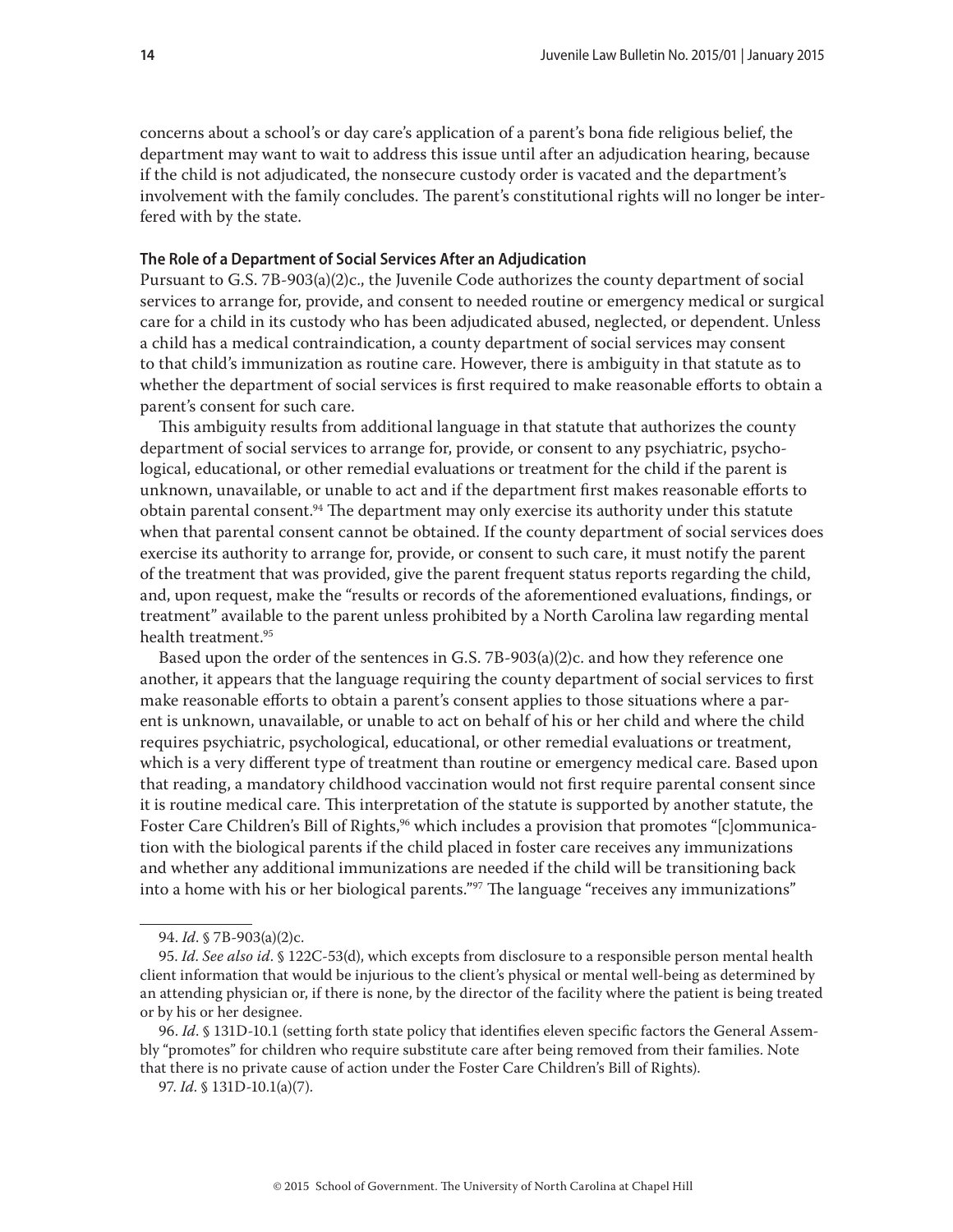concerns about a school's or day care's application of a parent's bona fide religious belief, the department may want to wait to address this issue until after an adjudication hearing, because if the child is not adjudicated, the nonsecure custody order is vacated and the department's involvement with the family concludes. The parent's constitutional rights will no longer be interfered with by the state.

**The Role of a Department of Social Services After an Adjudication**

Pursuant to G.S. 7B-903(a)(2)c., the Juvenile Code authorizes the county department of social services to arrange for, provide, and consent to needed routine or emergency medical or surgical care for a child in its custody who has been adjudicated abused, neglected, or dependent. Unless a child has a medical contraindication, a county department of social services may consent to that child's immunization as routine care. However, there is ambiguity in that statute as to whether the department of social services is first required to make reasonable efforts to obtain a parent's consent for such care.

This ambiguity results from additional language in that statute that authorizes the county department of social services to arrange for, provide, or consent to any psychiatric, psychological, educational, or other remedial evaluations or treatment for the child if the parent is unknown, unavailable, or unable to act and if the department first makes reasonable efforts to obtain parental consent.[94] The department may only exercise its authority under this statute when that parental consent cannot be obtained. If the county department of social services does exercise its authority to arrange for, provide, or consent to such care, it must notify the parent of the treatment that was provided, give the parent frequent status reports regarding the child, and, upon request, make the "results or records of the aforementioned evaluations, findings, or treatment" available to the parent unless prohibited by a North Carolina law regarding mental health treatment.[95]

Based upon the order of the sentences in G.S. 7B-903(a)(2)c. and how they reference one another, it appears that the language requiring the county department of social services to first make reasonable efforts to obtain a parent's consent applies to those situations where a parent is unknown, unavailable, or unable to act on behalf of his or her child and where the child requires psychiatric, psychological, educational, or other remedial evaluations or treatment, which is a very different type of treatment than routine or emergency medical care. Based upon that reading, a mandatory childhood vaccination would not first require parental consent since it is routine medical care. This interpretation of the statute is supported by another statute, the Foster Care Children's Bill of Rights,[96] which includes a provision that promotes "[c]ommunication with the biological parents if the child placed in foster care receives any immunizations and whether any additional immunizations are needed if the child will be transitioning back into a home with his or her biological parents."[97] The language "receives any immunizations"

---

94. *Id.* § 7B-903(a)(2)c.

95. *Id. See also id.* § 122C-53(d), which excepts from disclosure to a responsible person mental health client information that would be injurious to the client's physical or mental well-being as determined by an attending physician or, if there is none, by the director of the facility where the patient is being treated or by his or her designee.

96. *Id.* § 131D-10.1 (setting forth state policy that identifies eleven specific factors the General Assembly "promotes" for children who require substitute care after being removed from their families. Note that there is no private cause of action under the Foster Care Children's Bill of Rights).

97. *Id.* § 131D-10.1(a)(7).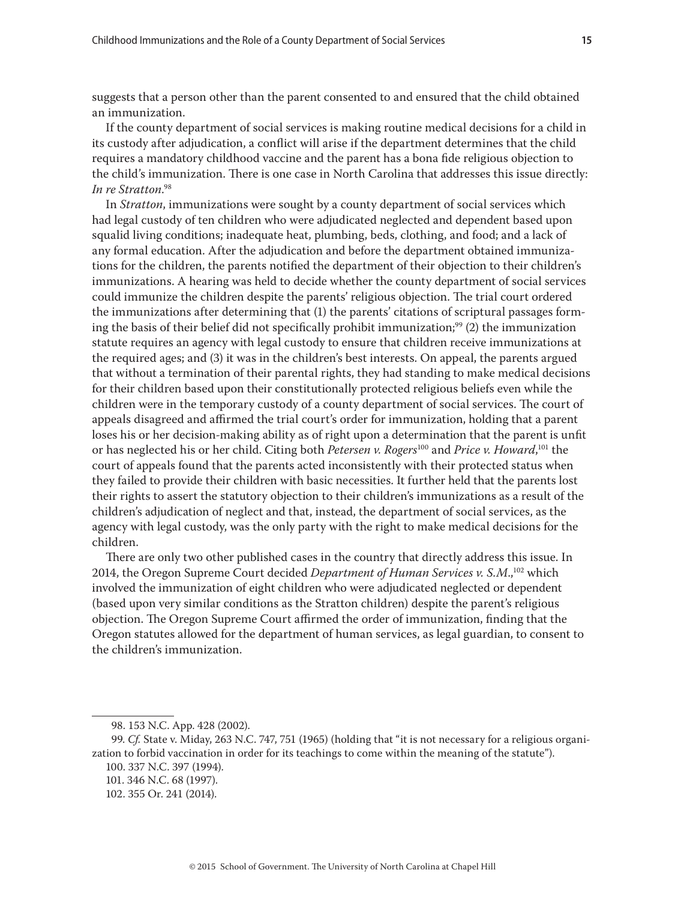suggests that a person other than the parent consented to and ensured that the child obtained an immunization.

If the county department of social services is making routine medical decisions for a child in its custody after adjudication, a conflict will arise if the department determines that the child requires a mandatory childhood vaccine and the parent has a bona fide religious objection to the child's immunization. There is one case in North Carolina that addresses this issue directly: *In re Stratton*.[98]

In *Stratton*, immunizations were sought by a county department of social services which had legal custody of ten children who were adjudicated neglected and dependent based upon squalid living conditions; inadequate heat, plumbing, beds, clothing, and food; and a lack of any formal education. After the adjudication and before the department obtained immunizations for the children, the parents notified the department of their objection to their children's immunizations. A hearing was held to decide whether the county department of social services could immunize the children despite the parents' religious objection. The trial court ordered the immunizations after determining that (1) the parents' citations of scriptural passages forming the basis of their belief did not specifically prohibit immunization;[99] (2) the immunization statute requires an agency with legal custody to ensure that children receive immunizations at the required ages; and (3) it was in the children's best interests. On appeal, the parents argued that without a termination of their parental rights, they had standing to make medical decisions for their children based upon their constitutionally protected religious beliefs even while the children were in the temporary custody of a county department of social services. The court of appeals disagreed and affirmed the trial court's order for immunization, holding that a parent loses his or her decision-making ability as of right upon a determination that the parent is unfit or has neglected his or her child. Citing both *Petersen v. Rogers*[100] and *Price v. Howard*,[101] the court of appeals found that the parents acted inconsistently with their protected status when they failed to provide their children with basic necessities. It further held that the parents lost their rights to assert the statutory objection to their children's immunizations as a result of the children's adjudication of neglect and that, instead, the department of social services, as the agency with legal custody, was the only party with the right to make medical decisions for the children.

There are only two other published cases in the country that directly address this issue. In 2014, the Oregon Supreme Court decided *Department of Human Services v. S.M.*,[102] which involved the immunization of eight children who were adjudicated neglected or dependent (based upon very similar conditions as the Stratton children) despite the parent's religious objection. The Oregon Supreme Court affirmed the order of immunization, finding that the Oregon statutes allowed for the department of human services, as legal guardian, to consent to the children's immunization.

---

98. 153 N.C. App. 428 (2002).

99. *Cf.* State v. Miday, 263 N.C. 747, 751 (1965) (holding that "it is not necessary for a religious organization to forbid vaccination in order for its teachings to come within the meaning of the statute").

100. 337 N.C. 397 (1994).

101. 346 N.C. 68 (1997).

102. 355 Or. 241 (2014).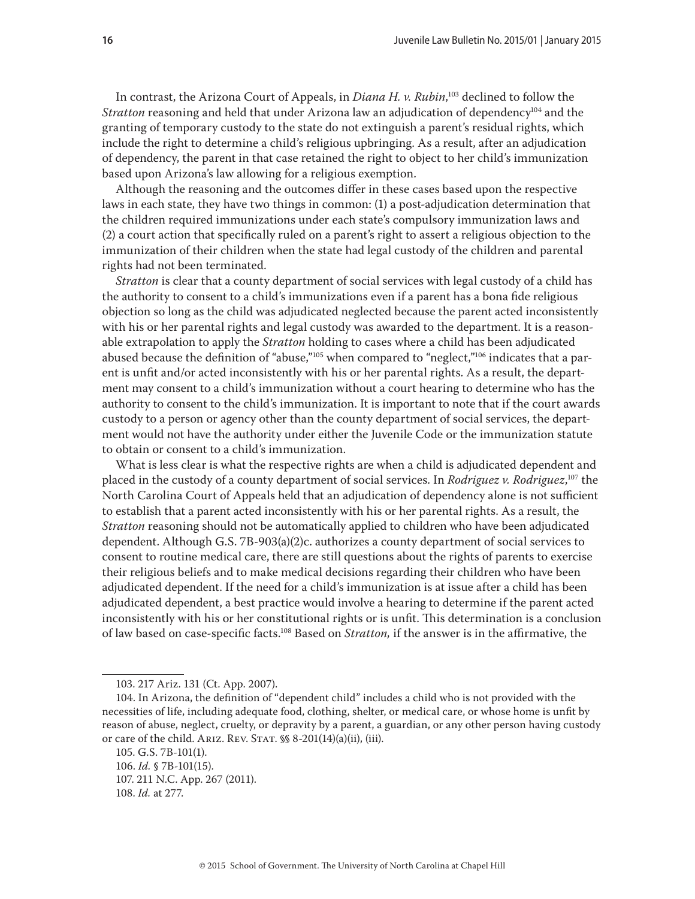In contrast, the Arizona Court of Appeals, in *Diana H. v. Rubin*,[103] declined to follow the *Stratton* reasoning and held that under Arizona law an adjudication of dependency[104] and the granting of temporary custody to the state do not extinguish a parent's residual rights, which include the right to determine a child's religious upbringing. As a result, after an adjudication of dependency, the parent in that case retained the right to object to her child's immunization based upon Arizona's law allowing for a religious exemption.

Although the reasoning and the outcomes differ in these cases based upon the respective laws in each state, they have two things in common: (1) a post-adjudication determination that the children required immunizations under each state's compulsory immunization laws and (2) a court action that specifically ruled on a parent's right to assert a religious objection to the immunization of their children when the state had legal custody of the children and parental rights had not been terminated.

*Stratton* is clear that a county department of social services with legal custody of a child has the authority to consent to a child's immunizations even if a parent has a bona fide religious objection so long as the child was adjudicated neglected because the parent acted inconsistently with his or her parental rights and legal custody was awarded to the department. It is a reasonable extrapolation to apply the *Stratton* holding to cases where a child has been adjudicated abused because the definition of "abuse,"[105] when compared to "neglect,"[106] indicates that a parent is unfit and/or acted inconsistently with his or her parental rights. As a result, the department may consent to a child's immunization without a court hearing to determine who has the authority to consent to the child's immunization. It is important to note that if the court awards custody to a person or agency other than the county department of social services, the department would not have the authority under either the Juvenile Code or the immunization statute to obtain or consent to a child's immunization.

What is less clear is what the respective rights are when a child is adjudicated dependent and placed in the custody of a county department of social services. In *Rodriguez v. Rodriguez*,[107] the North Carolina Court of Appeals held that an adjudication of dependency alone is not sufficient to establish that a parent acted inconsistently with his or her parental rights. As a result, the *Stratton* reasoning should not be automatically applied to children who have been adjudicated dependent. Although G.S. 7B-903(a)(2)c. authorizes a county department of social services to consent to routine medical care, there are still questions about the rights of parents to exercise their religious beliefs and to make medical decisions regarding their children who have been adjudicated dependent. If the need for a child's immunization is at issue after a child has been adjudicated dependent, a best practice would involve a hearing to determine if the parent acted inconsistently with his or her constitutional rights or is unfit. This determination is a conclusion of law based on case-specific facts.[108] Based on *Stratton,* if the answer is in the affirmative, the

---

103. 217 Ariz. 131 (Ct. App. 2007).

104. In Arizona, the definition of "dependent child" includes a child who is not provided with the necessities of life, including adequate food, clothing, shelter, or medical care, or whose home is unfit by reason of abuse, neglect, cruelty, or depravity by a parent, a guardian, or any other person having custody or care of the child. Ariz. Rev. Stat. §§ 8-201(14)(a)(ii), (iii).

105. G.S. 7B-101(1).

106. *Id.* § 7B-101(15).

107. 211 N.C. App. 267 (2011).

108. *Id.* at 277.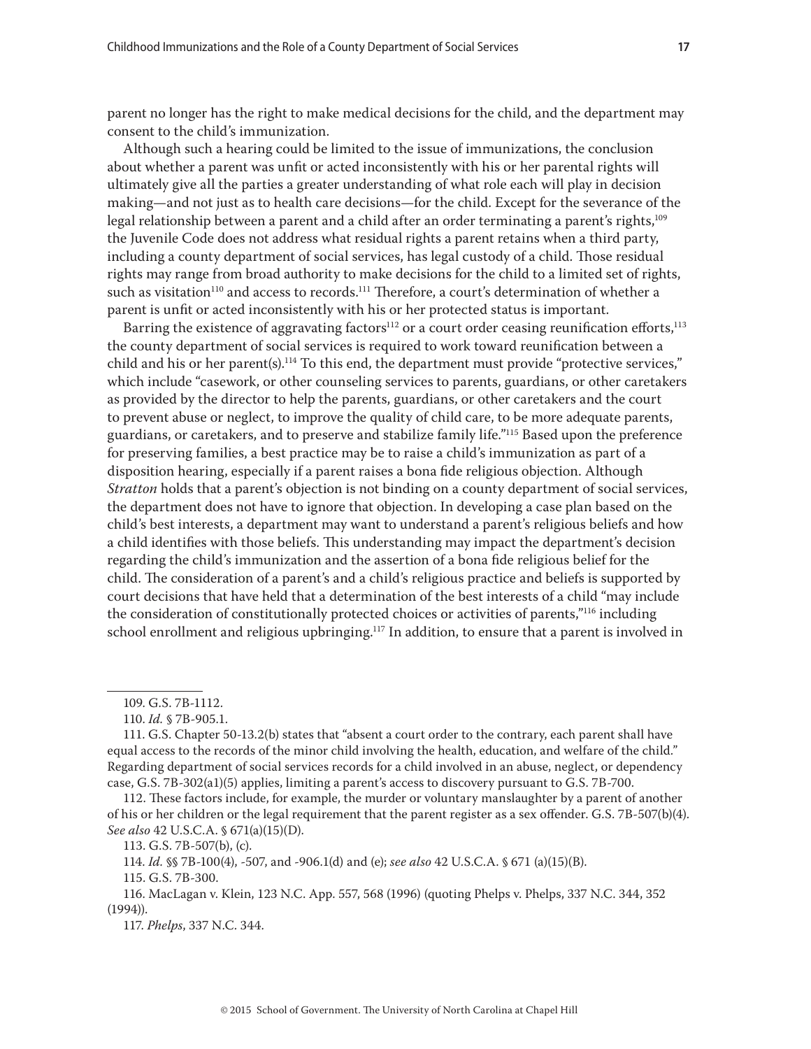parent no longer has the right to make medical decisions for the child, and the department may consent to the child's immunization.

Although such a hearing could be limited to the issue of immunizations, the conclusion about whether a parent was unfit or acted inconsistently with his or her parental rights will ultimately give all the parties a greater understanding of what role each will play in decision making—and not just as to health care decisions—for the child. Except for the severance of the legal relationship between a parent and a child after an order terminating a parent's rights,[109] the Juvenile Code does not address what residual rights a parent retains when a third party, including a county department of social services, has legal custody of a child. Those residual rights may range from broad authority to make decisions for the child to a limited set of rights, such as visitation[110] and access to records.[111] Therefore, a court's determination of whether a parent is unfit or acted inconsistently with his or her protected status is important.

Barring the existence of aggravating factors[112] or a court order ceasing reunification efforts,[113] the county department of social services is required to work toward reunification between a child and his or her parent(s).[114] To this end, the department must provide "protective services," which include "casework, or other counseling services to parents, guardians, or other caretakers as provided by the director to help the parents, guardians, or other caretakers and the court to prevent abuse or neglect, to improve the quality of child care, to be more adequate parents, guardians, or caretakers, and to preserve and stabilize family life."[115] Based upon the preference for preserving families, a best practice may be to raise a child's immunization as part of a disposition hearing, especially if a parent raises a bona fide religious objection. Although *Stratton* holds that a parent's objection is not binding on a county department of social services, the department does not have to ignore that objection. In developing a case plan based on the child's best interests, a department may want to understand a parent's religious beliefs and how a child identifies with those beliefs. This understanding may impact the department's decision regarding the child's immunization and the assertion of a bona fide religious belief for the child. The consideration of a parent's and a child's religious practice and beliefs is supported by court decisions that have held that a determination of the best interests of a child "may include the consideration of constitutionally protected choices or activities of parents,"[116] including school enrollment and religious upbringing.[117] In addition, to ensure that a parent is involved in

---

109. G.S. 7B-1112.

110. *Id.* § 7B-905.1.

111. G.S. Chapter 50-13.2(b) states that "absent a court order to the contrary, each parent shall have equal access to the records of the minor child involving the health, education, and welfare of the child." Regarding department of social services records for a child involved in an abuse, neglect, or dependency case, G.S. 7B-302(a1)(5) applies, limiting a parent's access to discovery pursuant to G.S. 7B-700.

112. These factors include, for example, the murder or voluntary manslaughter by a parent of another of his or her children or the legal requirement that the parent register as a sex offender. G.S. 7B-507(b)(4). *See also* 42 U.S.C.A. § 671(a)(15)(D).

113. G.S. 7B-507(b), (c).

114. *Id.* §§ 7B-100(4), -507, and -906.1(d) and (e); *see also* 42 U.S.C.A. § 671 (a)(15)(B).

115. G.S. 7B-300.

116. MacLagan v. Klein, 123 N.C. App. 557, 568 (1996) (quoting Phelps v. Phelps, 337 N.C. 344, 352 (1994)).

117. *Phelps*, 337 N.C. 344.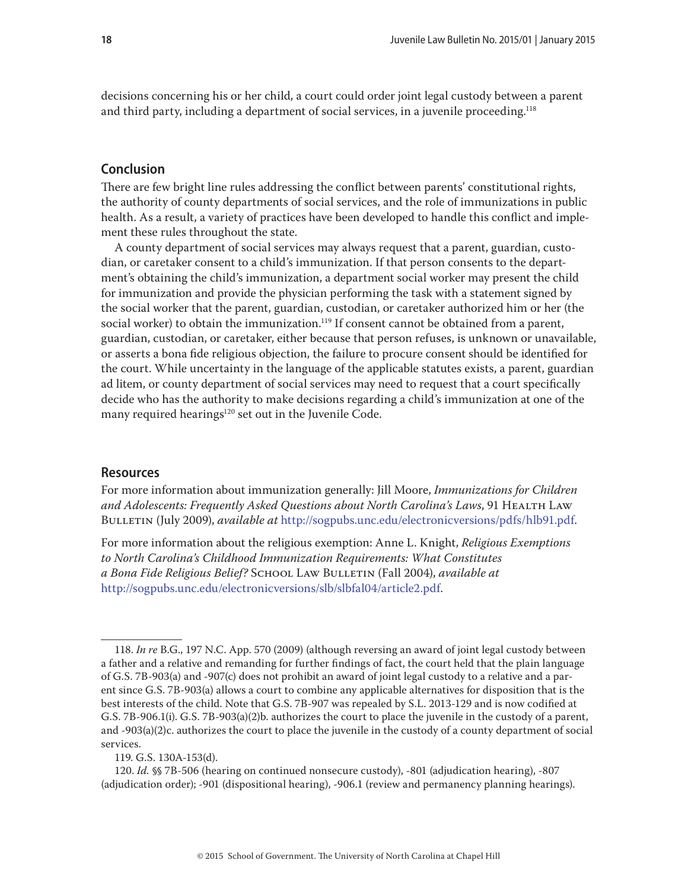decisions concerning his or her child, a court could order joint legal custody between a parent and third party, including a department of social services, in a juvenile proceeding.[118]

## Conclusion

There are few bright line rules addressing the conflict between parents' constitutional rights, the authority of county departments of social services, and the role of immunizations in public health. As a result, a variety of practices have been developed to handle this conflict and implement these rules throughout the state.

A county department of social services may always request that a parent, guardian, custodian, or caretaker consent to a child's immunization. If that person consents to the department's obtaining the child's immunization, a department social worker may present the child for immunization and provide the physician performing the task with a statement signed by the social worker that the parent, guardian, custodian, or caretaker authorized him or her (the social worker) to obtain the immunization.[119] If consent cannot be obtained from a parent, guardian, custodian, or caretaker, either because that person refuses, is unknown or unavailable, or asserts a bona fide religious objection, the failure to procure consent should be identified for the court. While uncertainty in the language of the applicable statutes exists, a parent, guardian ad litem, or county department of social services may need to request that a court specifically decide who has the authority to make decisions regarding a child's immunization at one of the many required hearings[120] set out in the Juvenile Code.

## Resources

For more information about immunization generally: Jill Moore, *Immunizations for Children and Adolescents: Frequently Asked Questions about North Carolina's Laws*, 91 Health Law Bulletin (July 2009), *available at* http://sogpubs.unc.edu/electronicversions/pdfs/hlb91.pdf.

For more information about the religious exemption: Anne L. Knight, *Religious Exemptions to North Carolina's Childhood Immunization Requirements: What Constitutes a Bona Fide Religious Belief?* School Law Bulletin (Fall 2004), *available at* http://sogpubs.unc.edu/electronicversions/slb/slbfal04/article2.pdf.

---

118. *In re* B.G., 197 N.C. App. 570 (2009) (although reversing an award of joint legal custody between a father and a relative and remanding for further findings of fact, the court held that the plain language of G.S. 7B-903(a) and -907(c) does not prohibit an award of joint legal custody to a relative and a parent since G.S. 7B-903(a) allows a court to combine any applicable alternatives for disposition that is the best interests of the child. Note that G.S. 7B-907 was repealed by S.L. 2013-129 and is now codified at G.S. 7B-906.1(i). G.S. 7B-903(a)(2)b. authorizes the court to place the juvenile in the custody of a parent, and -903(a)(2)c. authorizes the court to place the juvenile in the custody of a county department of social services.

119. G.S. 130A-153(d).

120. *Id.* §§ 7B-506 (hearing on continued nonsecure custody), -801 (adjudication hearing), -807 (adjudication order); -901 (dispositional hearing), -906.1 (review and permanency planning hearings).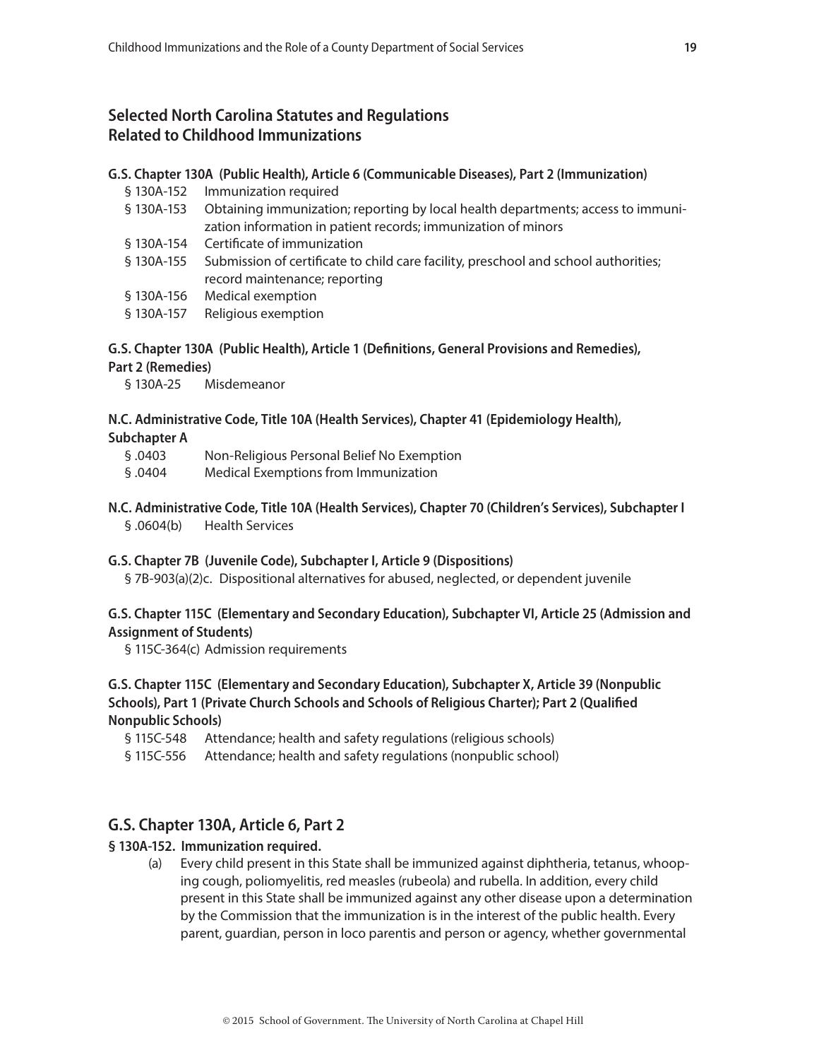## Selected North Carolina Statutes and Regulations Related to Childhood Immunizations

**G.S. Chapter 130A (Public Health), Article 6 (Communicable Diseases), Part 2 (Immunization)**

- § 130A-152 Immunization required
- § 130A-153 Obtaining immunization; reporting by local health departments; access to immunization information in patient records; immunization of minors
- § 130A-154 Certificate of immunization
- § 130A-155 Submission of certificate to child care facility, preschool and school authorities; record maintenance; reporting
- § 130A-156 Medical exemption
- § 130A-157 Religious exemption

**G.S. Chapter 130A (Public Health), Article 1 (Definitions, General Provisions and Remedies), Part 2 (Remedies)**

- § 130A-25 Misdemeanor

**N.C. Administrative Code, Title 10A (Health Services), Chapter 41 (Epidemiology Health), Subchapter A**

- § .0403 Non-Religious Personal Belief No Exemption
- § .0404 Medical Exemptions from Immunization

**N.C. Administrative Code, Title 10A (Health Services), Chapter 70 (Children's Services), Subchapter I**

- § .0604(b) Health Services

**G.S. Chapter 7B (Juvenile Code), Subchapter I, Article 9 (Dispositions)**

- § 7B-903(a)(2)c. Dispositional alternatives for abused, neglected, or dependent juvenile

**G.S. Chapter 115C (Elementary and Secondary Education), Subchapter VI, Article 25 (Admission and Assignment of Students)**

- § 115C-364(c) Admission requirements

**G.S. Chapter 115C (Elementary and Secondary Education), Subchapter X, Article 39 (Nonpublic Schools), Part 1 (Private Church Schools and Schools of Religious Charter); Part 2 (Qualified Nonpublic Schools)**

- § 115C-548 Attendance; health and safety regulations (religious schools)
- § 115C-556 Attendance; health and safety regulations (nonpublic school)

## G.S. Chapter 130A, Article 6, Part 2

**§ 130A-152. Immunization required.**

(a) Every child present in this State shall be immunized against diphtheria, tetanus, whooping cough, poliomyelitis, red measles (rubeola) and rubella. In addition, every child present in this State shall be immunized against any other disease upon a determination by the Commission that the immunization is in the interest of the public health. Every parent, guardian, person in loco parentis and person or agency, whether governmental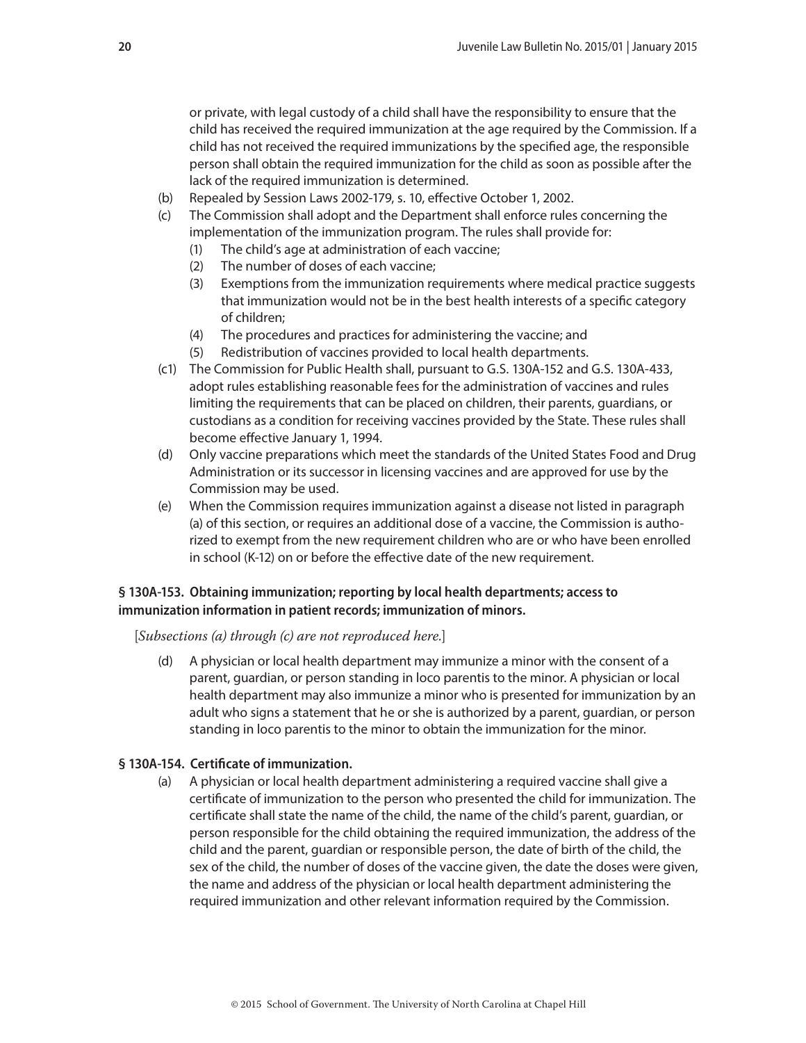or private, with legal custody of a child shall have the responsibility to ensure that the child has received the required immunization at the age required by the Commission. If a child has not received the required immunizations by the specified age, the responsible person shall obtain the required immunization for the child as soon as possible after the lack of the required immunization is determined.

(b) Repealed by Session Laws 2002-179, s. 10, effective October 1, 2002.

(c) The Commission shall adopt and the Department shall enforce rules concerning the implementation of the immunization program. The rules shall provide for:
   - (1) The child's age at administration of each vaccine;
   - (2) The number of doses of each vaccine;
   - (3) Exemptions from the immunization requirements where medical practice suggests that immunization would not be in the best health interests of a specific category of children;
   - (4) The procedures and practices for administering the vaccine; and
   - (5) Redistribution of vaccines provided to local health departments.

(c1) The Commission for Public Health shall, pursuant to G.S. 130A-152 and G.S. 130A-433, adopt rules establishing reasonable fees for the administration of vaccines and rules limiting the requirements that can be placed on children, their parents, guardians, or custodians as a condition for receiving vaccines provided by the State. These rules shall become effective January 1, 1994.

(d) Only vaccine preparations which meet the standards of the United States Food and Drug Administration or its successor in licensing vaccines and are approved for use by the Commission may be used.

(e) When the Commission requires immunization against a disease not listed in paragraph (a) of this section, or requires an additional dose of a vaccine, the Commission is authorized to exempt from the new requirement children who are or who have been enrolled in school (K-12) on or before the effective date of the new requirement.

**§ 130A-153. Obtaining immunization; reporting by local health departments; access to immunization information in patient records; immunization of minors.**

[*Subsections (a) through (c) are not reproduced here.*]

(d) A physician or local health department may immunize a minor with the consent of a parent, guardian, or person standing in loco parentis to the minor. A physician or local health department may also immunize a minor who is presented for immunization by an adult who signs a statement that he or she is authorized by a parent, guardian, or person standing in loco parentis to the minor to obtain the immunization for the minor.

**§ 130A-154. Certificate of immunization.**

(a) A physician or local health department administering a required vaccine shall give a certificate of immunization to the person who presented the child for immunization. The certificate shall state the name of the child, the name of the child's parent, guardian, or person responsible for the child obtaining the required immunization, the address of the child and the parent, guardian or responsible person, the date of birth of the child, the sex of the child, the number of doses of the vaccine given, the date the doses were given, the name and address of the physician or local health department administering the required immunization and other relevant information required by the Commission.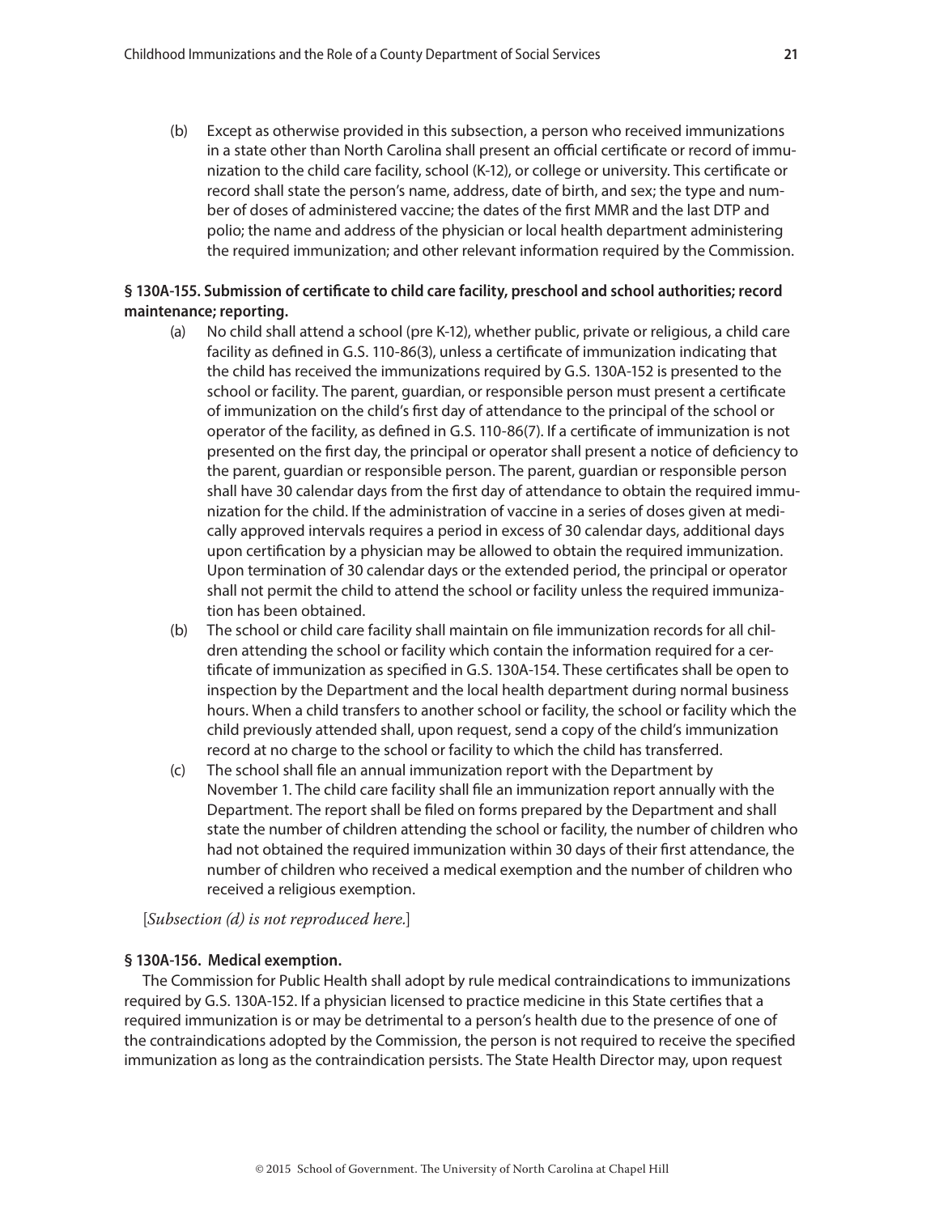(b) Except as otherwise provided in this subsection, a person who received immunizations in a state other than North Carolina shall present an official certificate or record of immunization to the child care facility, school (K-12), or college or university. This certificate or record shall state the person's name, address, date of birth, and sex; the type and number of doses of administered vaccine; the dates of the first MMR and the last DTP and polio; the name and address of the physician or local health department administering the required immunization; and other relevant information required by the Commission.

**§ 130A-155. Submission of certificate to child care facility, preschool and school authorities; record maintenance; reporting.**

(a) No child shall attend a school (pre K-12), whether public, private or religious, a child care facility as defined in G.S. 110-86(3), unless a certificate of immunization indicating that the child has received the immunizations required by G.S. 130A-152 is presented to the school or facility. The parent, guardian, or responsible person must present a certificate of immunization on the child's first day of attendance to the principal of the school or operator of the facility, as defined in G.S. 110-86(7). If a certificate of immunization is not presented on the first day, the principal or operator shall present a notice of deficiency to the parent, guardian or responsible person. The parent, guardian or responsible person shall have 30 calendar days from the first day of attendance to obtain the required immunization for the child. If the administration of vaccine in a series of doses given at medically approved intervals requires a period in excess of 30 calendar days, additional days upon certification by a physician may be allowed to obtain the required immunization. Upon termination of 30 calendar days or the extended period, the principal or operator shall not permit the child to attend the school or facility unless the required immunization has been obtained.

(b) The school or child care facility shall maintain on file immunization records for all children attending the school or facility which contain the information required for a certificate of immunization as specified in G.S. 130A-154. These certificates shall be open to inspection by the Department and the local health department during normal business hours. When a child transfers to another school or facility, the school or facility which the child previously attended shall, upon request, send a copy of the child's immunization record at no charge to the school or facility to which the child has transferred.

(c) The school shall file an annual immunization report with the Department by November 1. The child care facility shall file an immunization report annually with the Department. The report shall be filed on forms prepared by the Department and shall state the number of children attending the school or facility, the number of children who had not obtained the required immunization within 30 days of their first attendance, the number of children who received a medical exemption and the number of children who received a religious exemption.

[*Subsection (d) is not reproduced here.*]

**§ 130A-156. Medical exemption.**

The Commission for Public Health shall adopt by rule medical contraindications to immunizations required by G.S. 130A-152. If a physician licensed to practice medicine in this State certifies that a required immunization is or may be detrimental to a person's health due to the presence of one of the contraindications adopted by the Commission, the person is not required to receive the specified immunization as long as the contraindication persists. The State Health Director may, upon request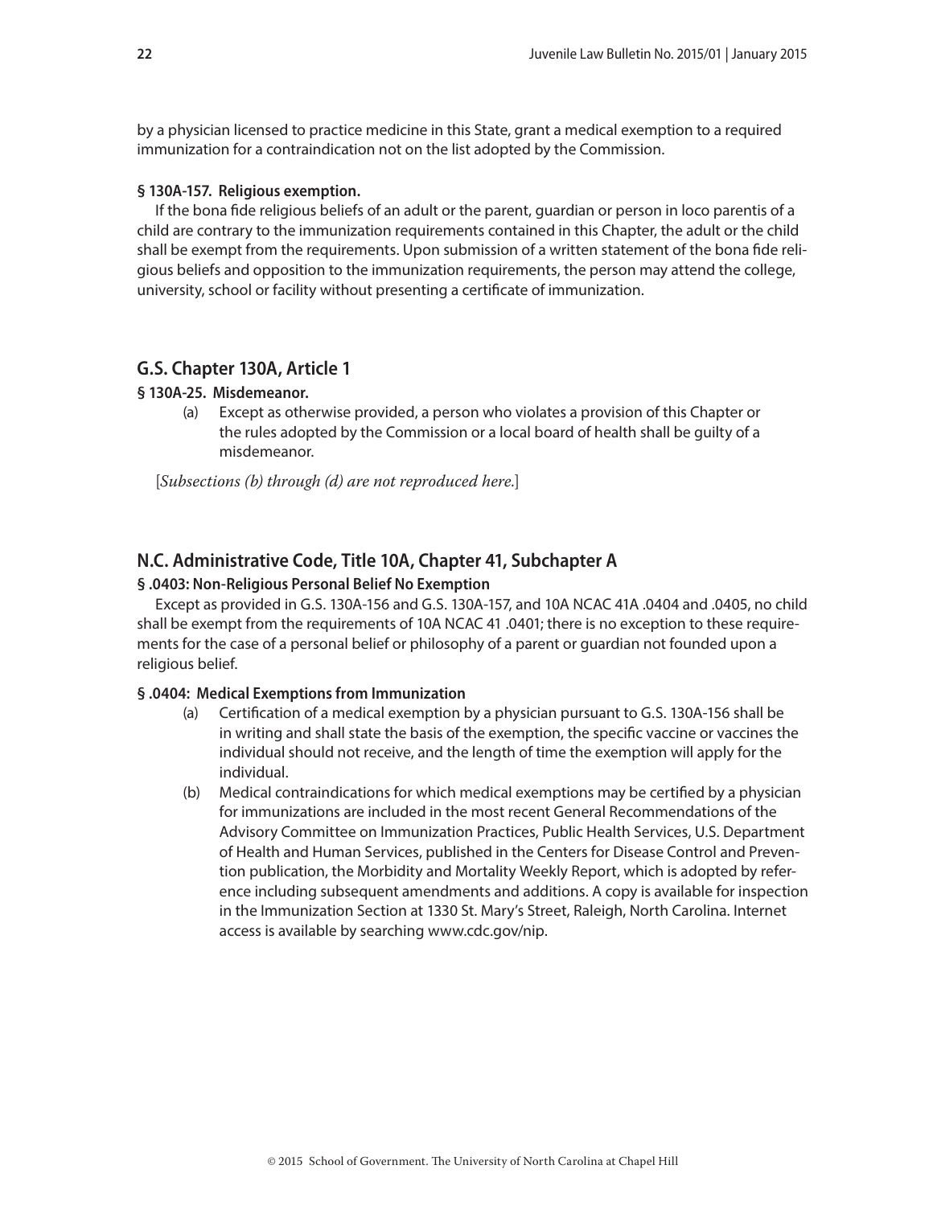by a physician licensed to practice medicine in this State, grant a medical exemption to a required immunization for a contraindication not on the list adopted by the Commission.

**§ 130A-157. Religious exemption.**

If the bona fide religious beliefs of an adult or the parent, guardian or person in loco parentis of a child are contrary to the immunization requirements contained in this Chapter, the adult or the child shall be exempt from the requirements. Upon submission of a written statement of the bona fide religious beliefs and opposition to the immunization requirements, the person may attend the college, university, school or facility without presenting a certificate of immunization.

## G.S. Chapter 130A, Article 1

**§ 130A-25. Misdemeanor.**

(a) Except as otherwise provided, a person who violates a provision of this Chapter or the rules adopted by the Commission or a local board of health shall be guilty of a misdemeanor.

[*Subsections (b) through (d) are not reproduced here.*]

## N.C. Administrative Code, Title 10A, Chapter 41, Subchapter A

**§ .0403: Non-Religious Personal Belief No Exemption**

Except as provided in G.S. 130A-156 and G.S. 130A-157, and 10A NCAC 41A .0404 and .0405, no child shall be exempt from the requirements of 10A NCAC 41 .0401; there is no exception to these requirements for the case of a personal belief or philosophy of a parent or guardian not founded upon a religious belief.

**§ .0404: Medical Exemptions from Immunization**

(a) Certification of a medical exemption by a physician pursuant to G.S. 130A-156 shall be in writing and shall state the basis of the exemption, the specific vaccine or vaccines the individual should not receive, and the length of time the exemption will apply for the individual.

(b) Medical contraindications for which medical exemptions may be certified by a physician for immunizations are included in the most recent General Recommendations of the Advisory Committee on Immunization Practices, Public Health Services, U.S. Department of Health and Human Services, published in the Centers for Disease Control and Prevention publication, the Morbidity and Mortality Weekly Report, which is adopted by reference including subsequent amendments and additions. A copy is available for inspection in the Immunization Section at 1330 St. Mary's Street, Raleigh, North Carolina. Internet access is available by searching www.cdc.gov/nip.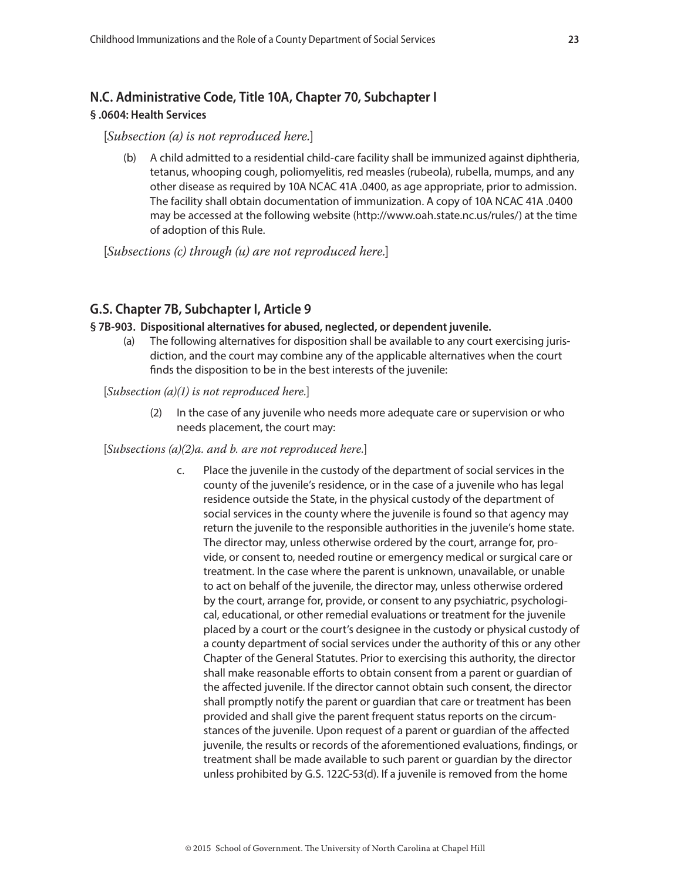## N.C. Administrative Code, Title 10A, Chapter 70, Subchapter I

### § .0604: Health Services

[*Subsection (a) is not reproduced here.*]

(b) A child admitted to a residential child-care facility shall be immunized against diphtheria, tetanus, whooping cough, poliomyelitis, red measles (rubeola), rubella, mumps, and any other disease as required by 10A NCAC 41A .0400, as age appropriate, prior to admission. The facility shall obtain documentation of immunization. A copy of 10A NCAC 41A .0400 may be accessed at the following website (http://www.oah.state.nc.us/rules/) at the time of adoption of this Rule.

[*Subsections (c) through (u) are not reproduced here.*]

## G.S. Chapter 7B, Subchapter I, Article 9

### § 7B-903. Dispositional alternatives for abused, neglected, or dependent juvenile.

(a) The following alternatives for disposition shall be available to any court exercising jurisdiction, and the court may combine any of the applicable alternatives when the court finds the disposition to be in the best interests of the juvenile:

[*Subsection (a)(1) is not reproduced here.*]

(2) In the case of any juvenile who needs more adequate care or supervision or who needs placement, the court may:

[*Subsections (a)(2)a. and b. are not reproduced here.*]

c. Place the juvenile in the custody of the department of social services in the county of the juvenile's residence, or in the case of a juvenile who has legal residence outside the State, in the physical custody of the department of social services in the county where the juvenile is found so that agency may return the juvenile to the responsible authorities in the juvenile's home state. The director may, unless otherwise ordered by the court, arrange for, provide, or consent to, needed routine or emergency medical or surgical care or treatment. In the case where the parent is unknown, unavailable, or unable to act on behalf of the juvenile, the director may, unless otherwise ordered by the court, arrange for, provide, or consent to any psychiatric, psychological, educational, or other remedial evaluations or treatment for the juvenile placed by a court or the court's designee in the custody or physical custody of a county department of social services under the authority of this or any other Chapter of the General Statutes. Prior to exercising this authority, the director shall make reasonable efforts to obtain consent from a parent or guardian of the affected juvenile. If the director cannot obtain such consent, the director shall promptly notify the parent or guardian that care or treatment has been provided and shall give the parent frequent status reports on the circumstances of the juvenile. Upon request of a parent or guardian of the affected juvenile, the results or records of the aforementioned evaluations, findings, or treatment shall be made available to such parent or guardian by the director unless prohibited by G.S. 122C-53(d). If a juvenile is removed from the home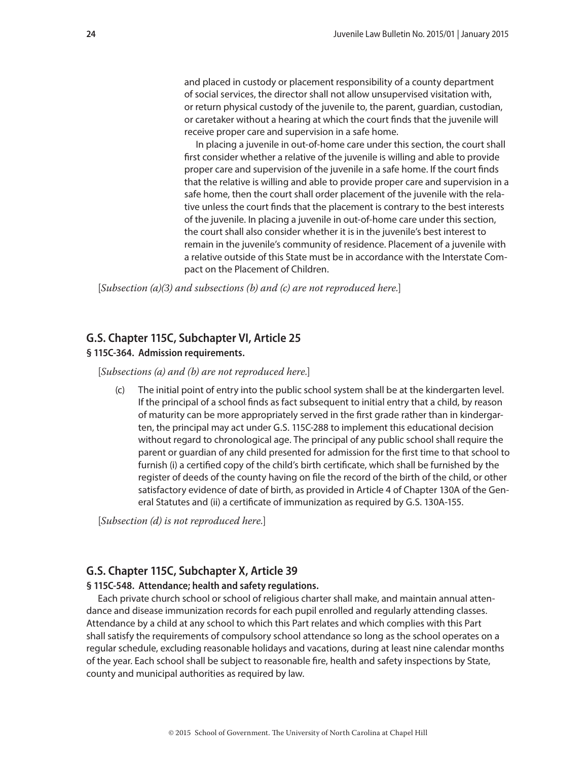and placed in custody or placement responsibility of a county department of social services, the director shall not allow unsupervised visitation with, or return physical custody of the juvenile to, the parent, guardian, custodian, or caretaker without a hearing at which the court finds that the juvenile will receive proper care and supervision in a safe home.

In placing a juvenile in out-of-home care under this section, the court shall first consider whether a relative of the juvenile is willing and able to provide proper care and supervision of the juvenile in a safe home. If the court finds that the relative is willing and able to provide proper care and supervision in a safe home, then the court shall order placement of the juvenile with the relative unless the court finds that the placement is contrary to the best interests of the juvenile. In placing a juvenile in out-of-home care under this section, the court shall also consider whether it is in the juvenile's best interest to remain in the juvenile's community of residence. Placement of a juvenile with a relative outside of this State must be in accordance with the Interstate Compact on the Placement of Children.

[*Subsection (a)(3) and subsections (b) and (c) are not reproduced here.*]

## G.S. Chapter 115C, Subchapter VI, Article 25

### § 115C-364. Admission requirements.

[*Subsections (a) and (b) are not reproduced here.*]

(c) The initial point of entry into the public school system shall be at the kindergarten level. If the principal of a school finds as fact subsequent to initial entry that a child, by reason of maturity can be more appropriately served in the first grade rather than in kindergarten, the principal may act under G.S. 115C-288 to implement this educational decision without regard to chronological age. The principal of any public school shall require the parent or guardian of any child presented for admission for the first time to that school to furnish (i) a certified copy of the child's birth certificate, which shall be furnished by the register of deeds of the county having on file the record of the birth of the child, or other satisfactory evidence of date of birth, as provided in Article 4 of Chapter 130A of the General Statutes and (ii) a certificate of immunization as required by G.S. 130A-155.

[*Subsection (d) is not reproduced here.*]

## G.S. Chapter 115C, Subchapter X, Article 39

### § 115C-548. Attendance; health and safety regulations.

Each private church school or school of religious charter shall make, and maintain annual attendance and disease immunization records for each pupil enrolled and regularly attending classes. Attendance by a child at any school to which this Part relates and which complies with this Part shall satisfy the requirements of compulsory school attendance so long as the school operates on a regular schedule, excluding reasonable holidays and vacations, during at least nine calendar months of the year. Each school shall be subject to reasonable fire, health and safety inspections by State, county and municipal authorities as required by law.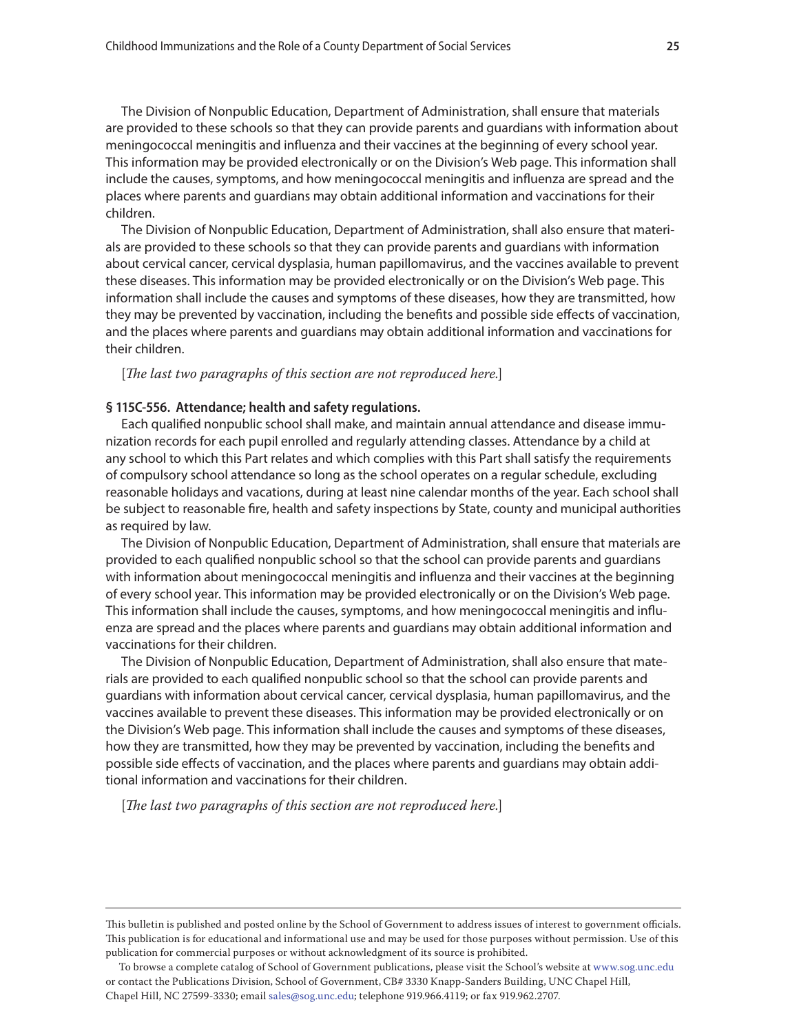The Division of Nonpublic Education, Department of Administration, shall ensure that materials are provided to these schools so that they can provide parents and guardians with information about meningococcal meningitis and influenza and their vaccines at the beginning of every school year. This information may be provided electronically or on the Division's Web page. This information shall include the causes, symptoms, and how meningococcal meningitis and influenza are spread and the places where parents and guardians may obtain additional information and vaccinations for their children.

The Division of Nonpublic Education, Department of Administration, shall also ensure that materials are provided to these schools so that they can provide parents and guardians with information about cervical cancer, cervical dysplasia, human papillomavirus, and the vaccines available to prevent these diseases. This information may be provided electronically or on the Division's Web page. This information shall include the causes and symptoms of these diseases, how they are transmitted, how they may be prevented by vaccination, including the benefits and possible side effects of vaccination, and the places where parents and guardians may obtain additional information and vaccinations for their children.

[*The last two paragraphs of this section are not reproduced here.*]

**§ 115C-556. Attendance; health and safety regulations.**

Each qualified nonpublic school shall make, and maintain annual attendance and disease immunization records for each pupil enrolled and regularly attending classes. Attendance by a child at any school to which this Part relates and which complies with this Part shall satisfy the requirements of compulsory school attendance so long as the school operates on a regular schedule, excluding reasonable holidays and vacations, during at least nine calendar months of the year. Each school shall be subject to reasonable fire, health and safety inspections by State, county and municipal authorities as required by law.

The Division of Nonpublic Education, Department of Administration, shall ensure that materials are provided to each qualified nonpublic school so that the school can provide parents and guardians with information about meningococcal meningitis and influenza and their vaccines at the beginning of every school year. This information may be provided electronically or on the Division's Web page. This information shall include the causes, symptoms, and how meningococcal meningitis and influenza are spread and the places where parents and guardians may obtain additional information and vaccinations for their children.

The Division of Nonpublic Education, Department of Administration, shall also ensure that materials are provided to each qualified nonpublic school so that the school can provide parents and guardians with information about cervical cancer, cervical dysplasia, human papillomavirus, and the vaccines available to prevent these diseases. This information may be provided electronically or on the Division's Web page. This information shall include the causes and symptoms of these diseases, how they are transmitted, how they may be prevented by vaccination, including the benefits and possible side effects of vaccination, and the places where parents and guardians may obtain additional information and vaccinations for their children.

[*The last two paragraphs of this section are not reproduced here.*]

---

This bulletin is published and posted online by the School of Government to address issues of interest to government officials. This publication is for educational and informational use and may be used for those purposes without permission. Use of this publication for commercial purposes or without acknowledgment of its source is prohibited.

To browse a complete catalog of School of Government publications, please visit the School's website at www.sog.unc.edu or contact the Publications Division, School of Government, CB# 3330 Knapp-Sanders Building, UNC Chapel Hill, Chapel Hill, NC 27599-3330; email sales@sog.unc.edu; telephone 919.966.4119; or fax 919.962.2707.